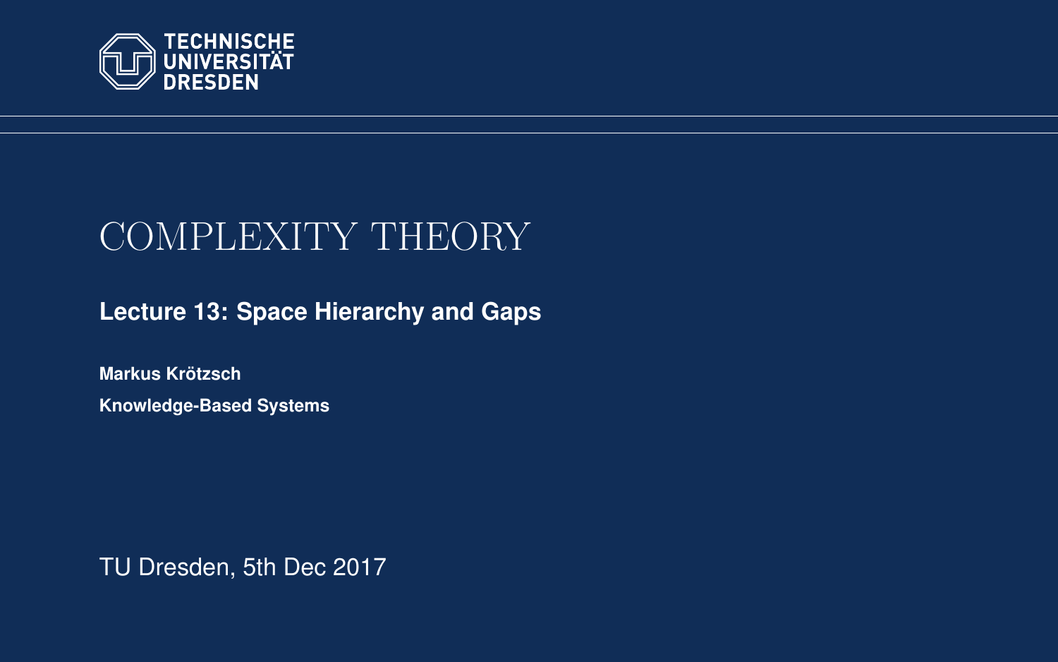TECHNISCHE UNIVERSITÄT DRESDEN

# COMPLEXITY THEORY

**Lecture 13: Space Hierarchy and Gaps**

**Markus Krötzsch**

**Knowledge-Based Systems**

TU Dresden, 5th Dec 2017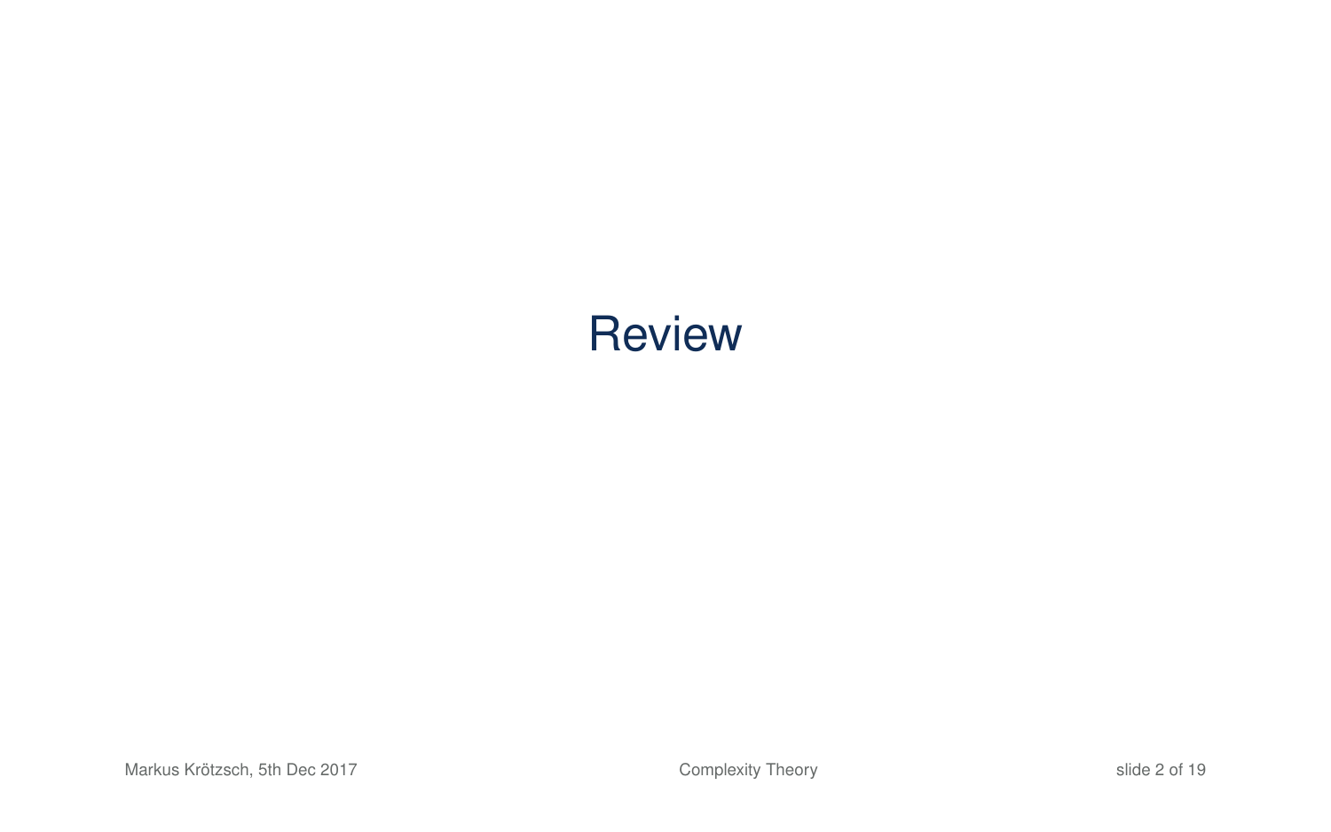# Review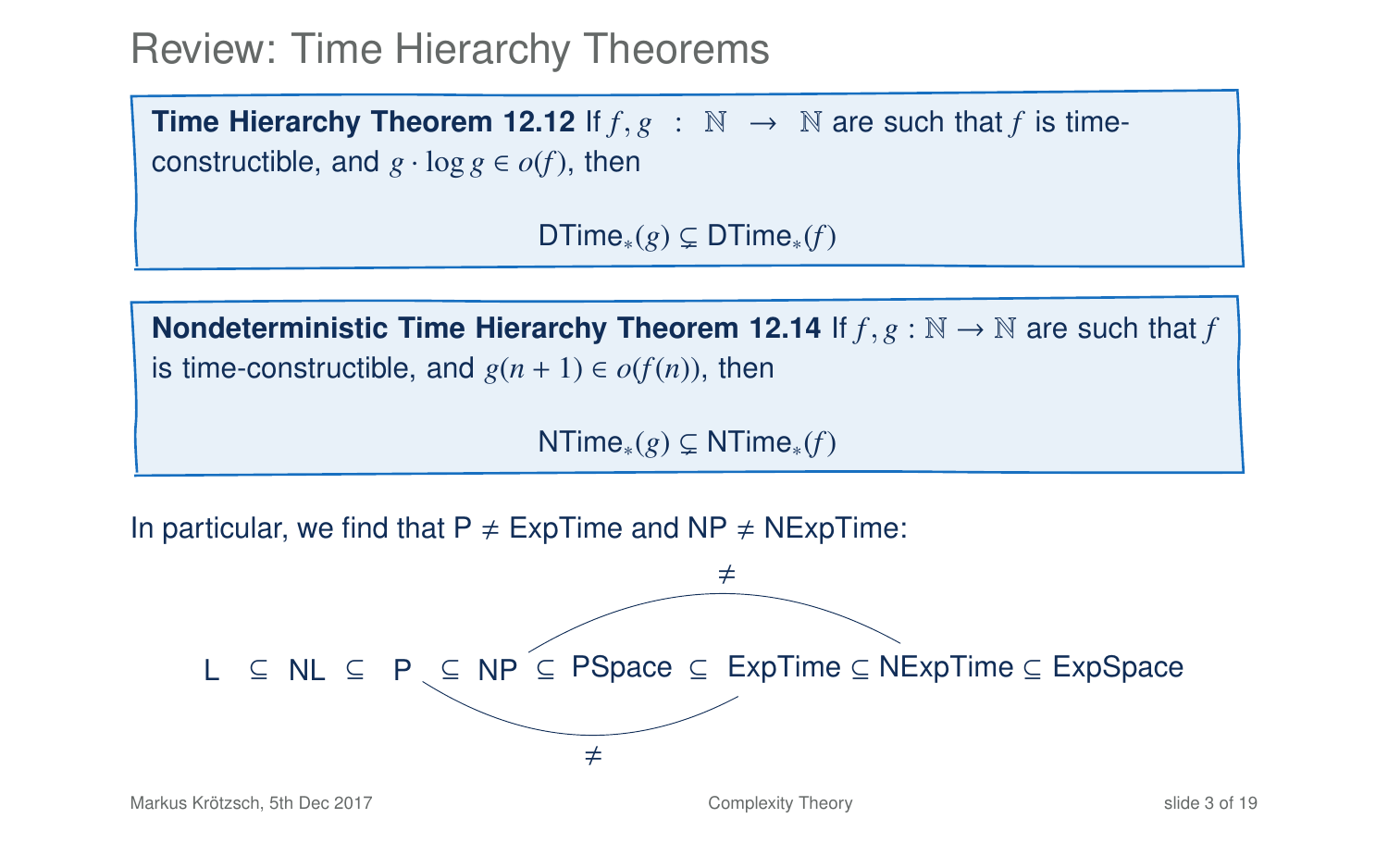# Review: Time Hierarchy Theorems

**Time Hierarchy Theorem 12.12** If $f, g : \mathbb{N} \to \mathbb{N}$ are such that $f$ is time-constructible, and $g \cdot \log g \in o(f)$, then

$$\text{DTime}_*(g) \subsetneq \text{DTime}_*(f)$$

**Nondeterministic Time Hierarchy Theorem 12.14** If $f, g : \mathbb{N} \to \mathbb{N}$ are such that $f$ is time-constructible, and $g(n+1) \in o(f(n))$, then

$$\text{NTime}_*(g) \subsetneq \text{NTime}_*(f)$$

In particular, we find that P $\neq$ ExpTime and NP $\neq$ NExpTime:

$$\text{L} \subseteq \text{NL} \subseteq \text{P} \subseteq \text{NP} \subseteq \text{PSpace} \subseteq \text{ExpTime} \subseteq \text{NExpTime} \subseteq \text{ExpSpace}$$

(with P $\neq$ ExpTime and NP $\neq$ NExpTime)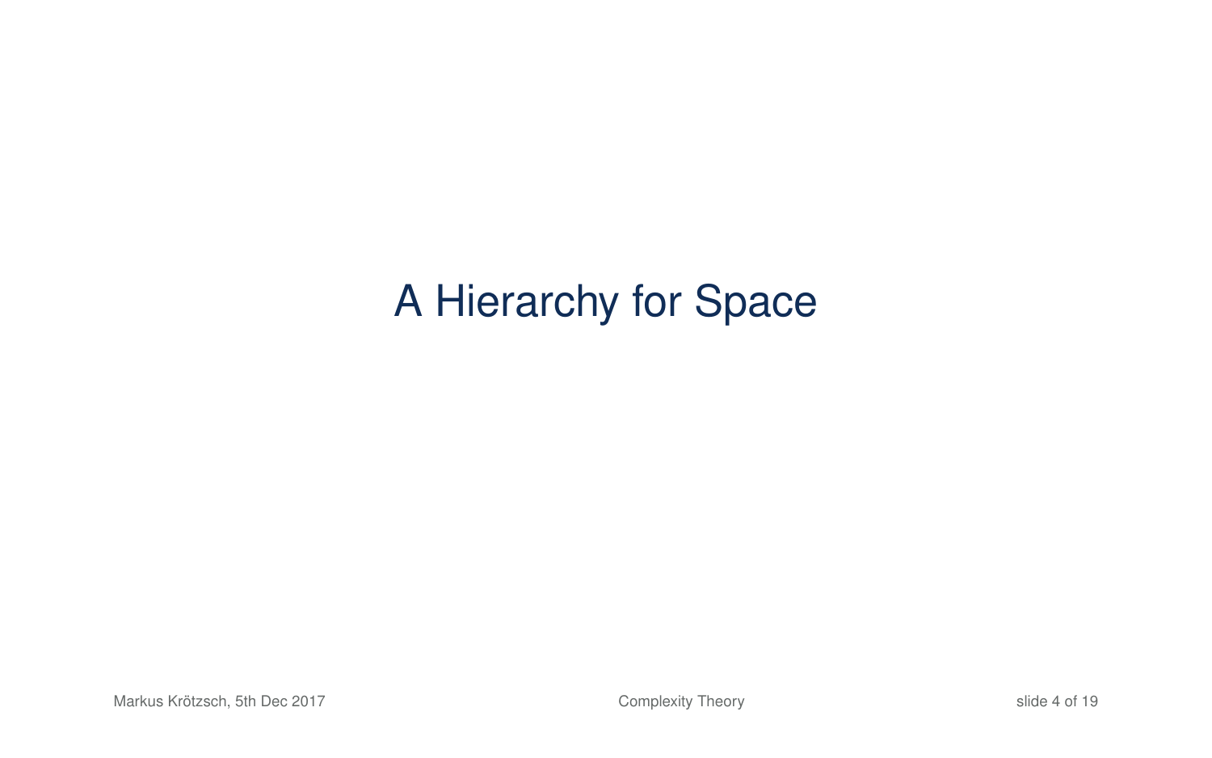# A Hierarchy for Space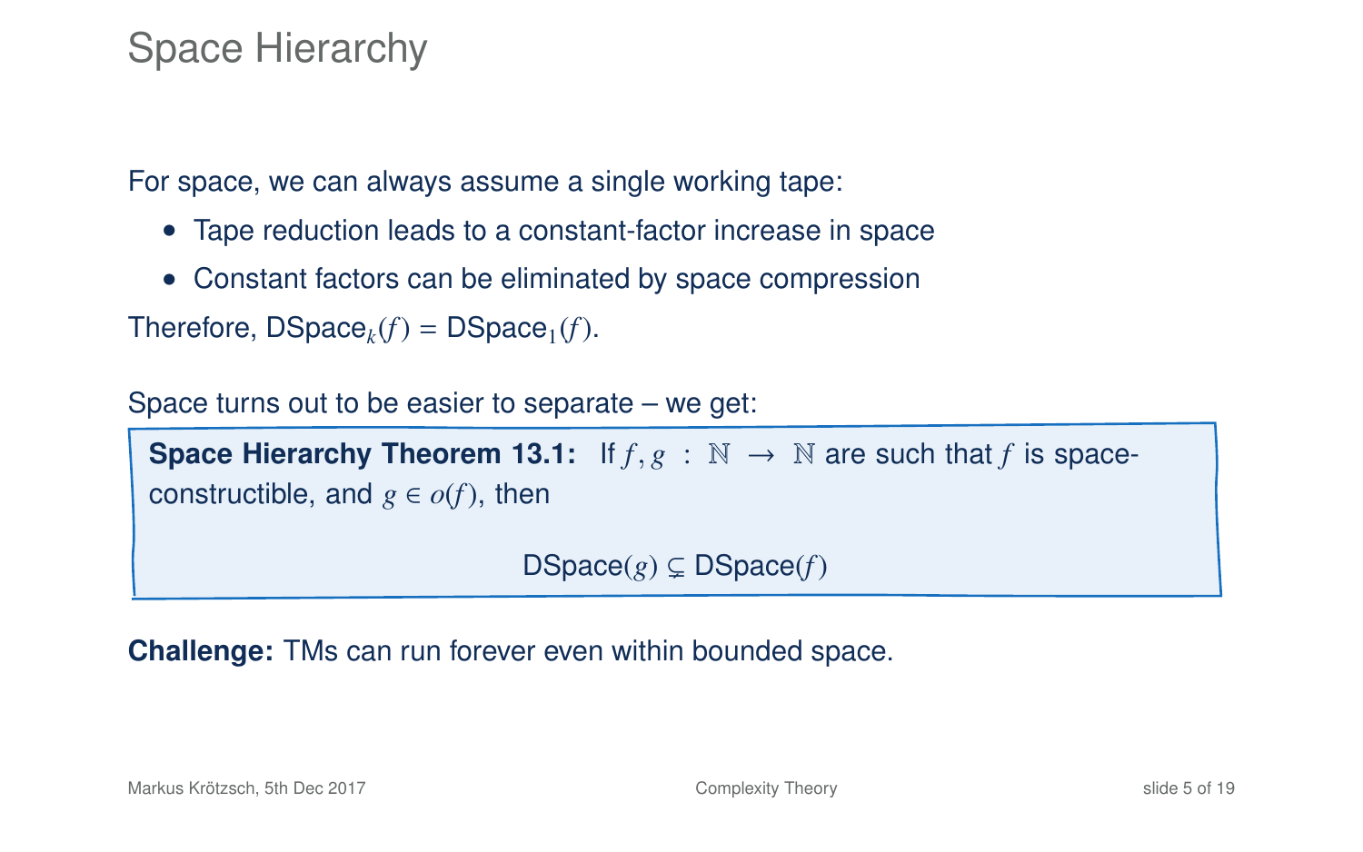# Space Hierarchy

For space, we can always assume a single working tape:

- Tape reduction leads to a constant-factor increase in space
- Constant factors can be eliminated by space compression

Therefore, $\mathsf{DSpace}_k(f) = \mathsf{DSpace}_1(f)$.

Space turns out to be easier to separate – we get:

**Space Hierarchy Theorem 13.1:** If $f, g : \mathbb{N} \to \mathbb{N}$ are such that $f$ is space-constructible, and $g \in o(f)$, then

$$\mathsf{DSpace}(g) \subsetneq \mathsf{DSpace}(f)$$

**Challenge:** TMs can run forever even within bounded space.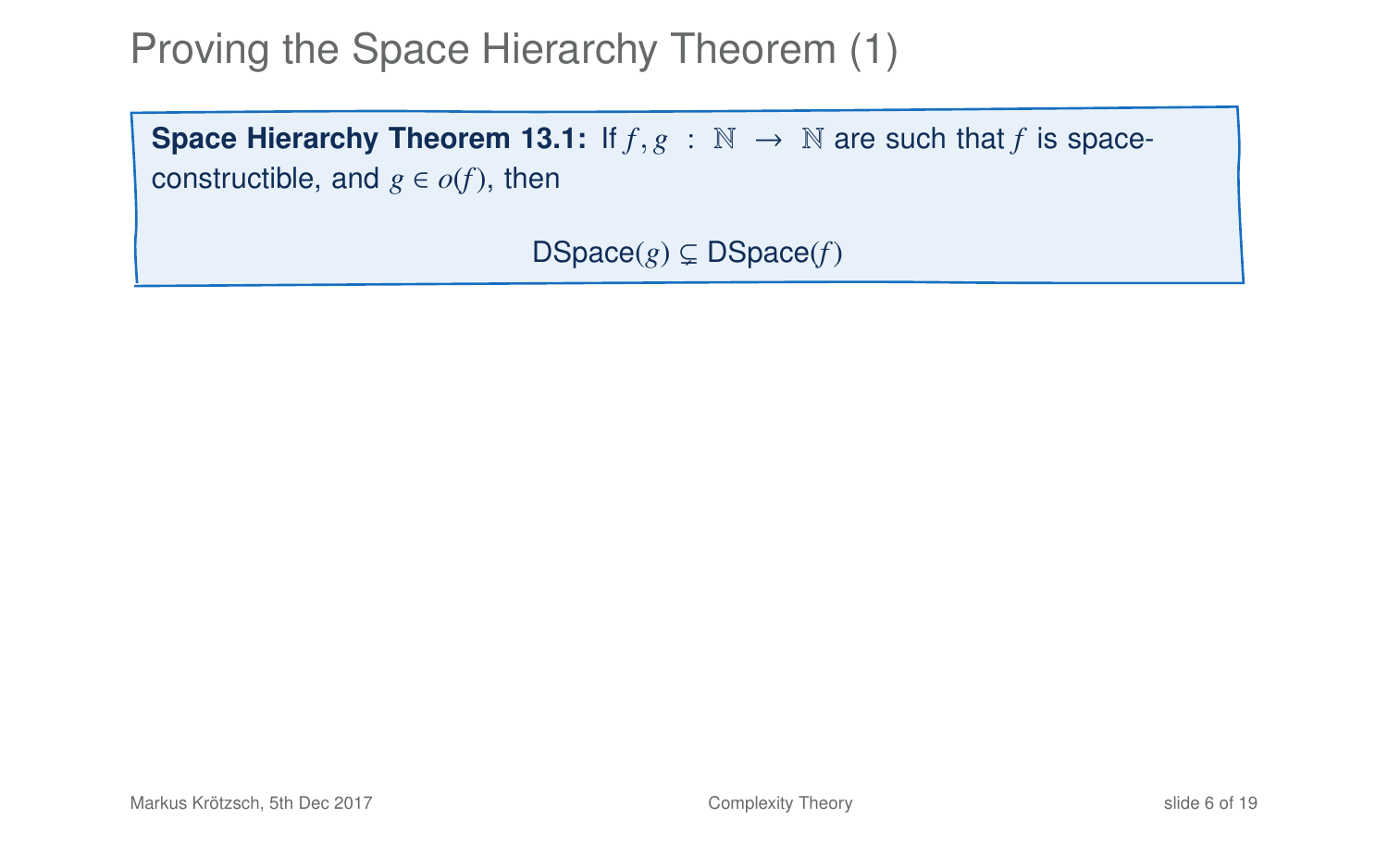# Proving the Space Hierarchy Theorem (1)

**Space Hierarchy Theorem 13.1:** If $f, g : \mathbb{N} \to \mathbb{N}$ are such that $f$ is space-constructible, and $g \in o(f)$, then

$$\mathsf{DSpace}(g) \subsetneq \mathsf{DSpace}(f)$$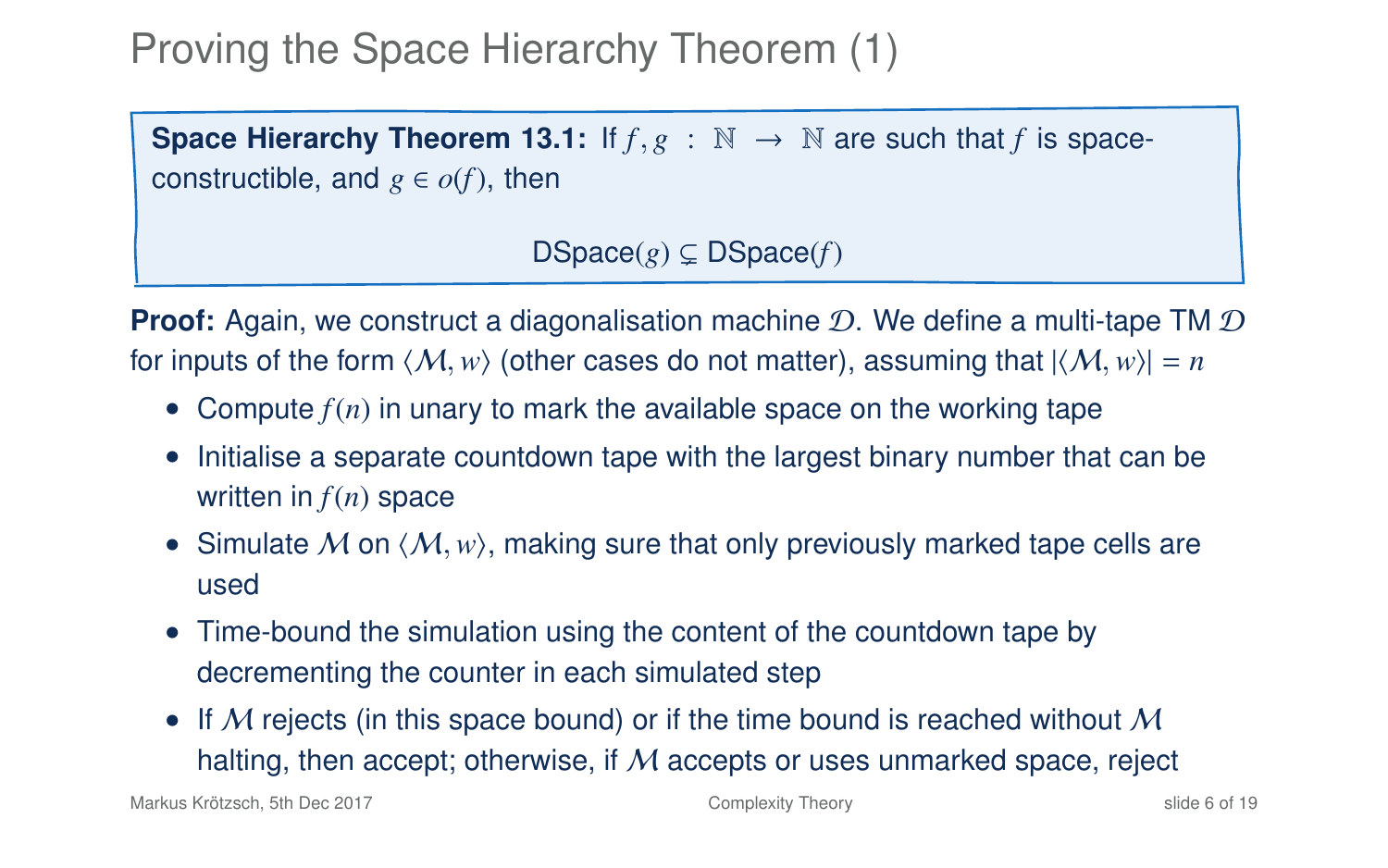# Proving the Space Hierarchy Theorem (1)

**Space Hierarchy Theorem 13.1:** If $f, g : \mathbb{N} \to \mathbb{N}$ are such that $f$ is space-constructible, and $g \in o(f)$, then

$$\text{DSpace}(g) \subsetneq \text{DSpace}(f)$$

**Proof:** Again, we construct a diagonalisation machine $\mathcal{D}$. We define a multi-tape TM $\mathcal{D}$ for inputs of the form $\langle \mathcal{M}, w \rangle$ (other cases do not matter), assuming that $|\langle \mathcal{M}, w \rangle| = n$

- Compute $f(n)$ in unary to mark the available space on the working tape
- Initialise a separate countdown tape with the largest binary number that can be written in $f(n)$ space
- Simulate $\mathcal{M}$ on $\langle \mathcal{M}, w \rangle$, making sure that only previously marked tape cells are used
- Time-bound the simulation using the content of the countdown tape by decrementing the counter in each simulated step
- If $\mathcal{M}$ rejects (in this space bound) or if the time bound is reached without $\mathcal{M}$ halting, then accept; otherwise, if $\mathcal{M}$ accepts or uses unmarked space, reject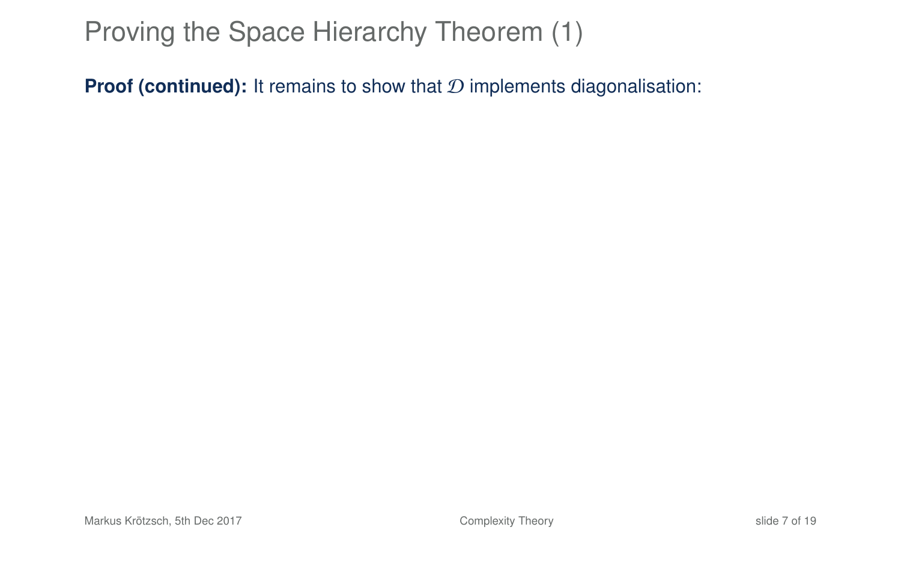# Proving the Space Hierarchy Theorem (1)

**Proof (continued):** It remains to show that $\mathcal{D}$ implements diagonalisation: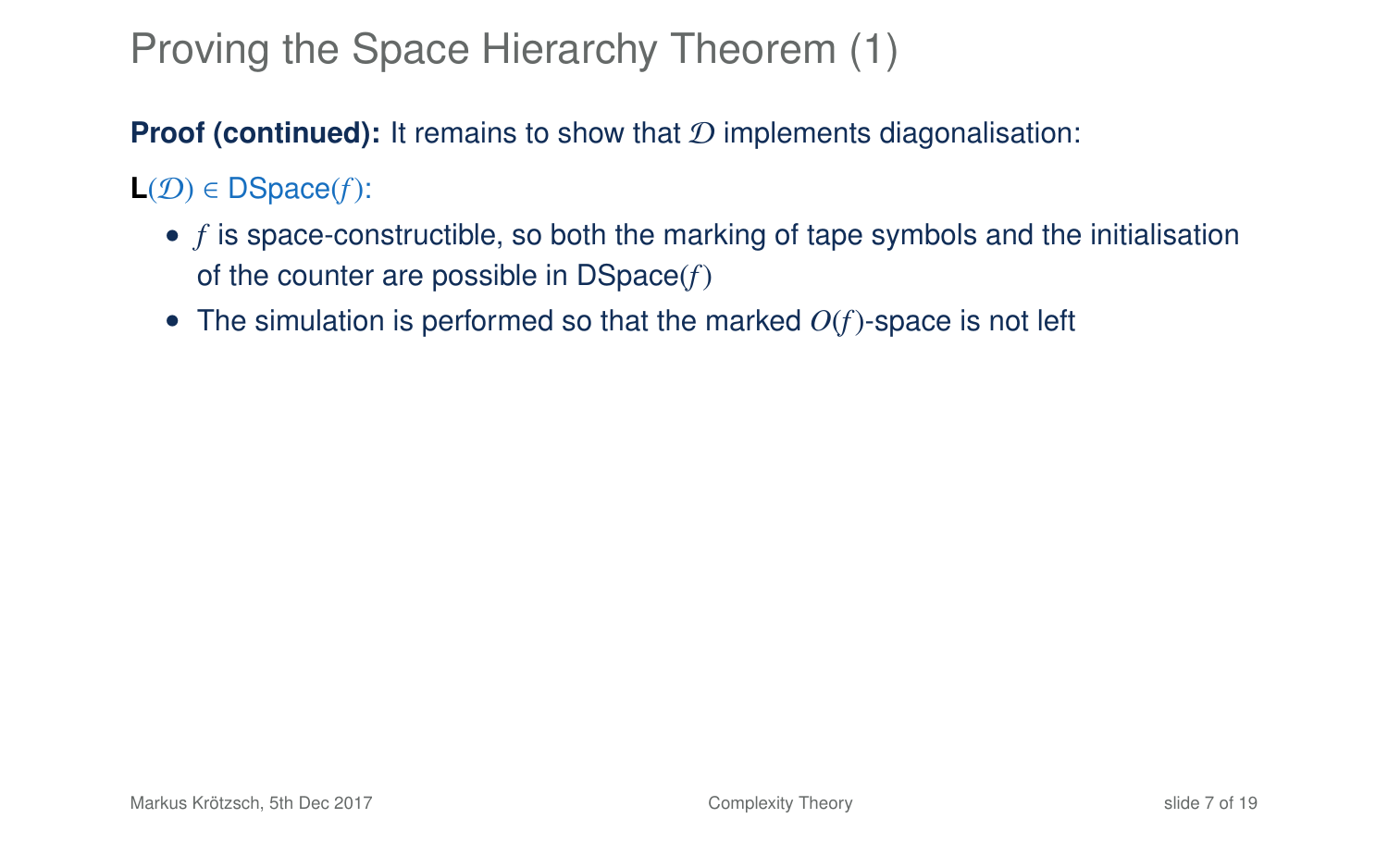# Proving the Space Hierarchy Theorem (1)

**Proof (continued):** It remains to show that $\mathcal{D}$ implements diagonalisation:

**L**$(\mathcal{D}) \in$ DSpace$(f)$:

- $f$ is space-constructible, so both the marking of tape symbols and the initialisation of the counter are possible in DSpace$(f)$
- The simulation is performed so that the marked $O(f)$-space is not left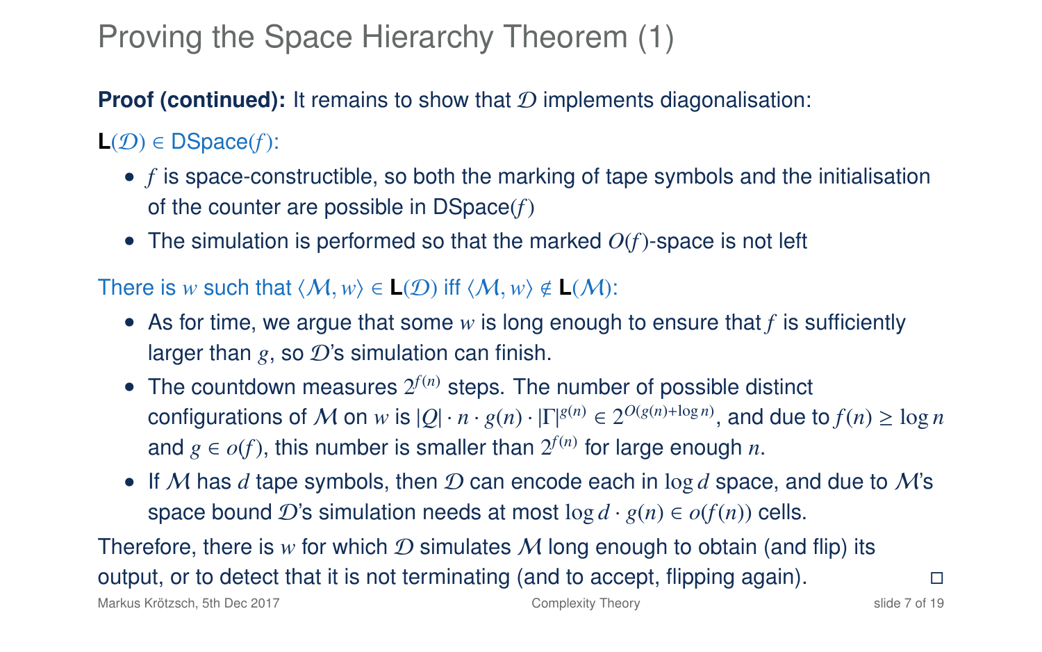# Proving the Space Hierarchy Theorem (1)

**Proof (continued):** It remains to show that $\mathcal{D}$ implements diagonalisation:

$\mathbf{L}(\mathcal{D}) \in \text{DSpace}(f)$:

- $f$ is space-constructible, so both the marking of tape symbols and the initialisation of the counter are possible in DSpace($f$)
- The simulation is performed so that the marked $O(f)$-space is not left

There is $w$ such that $\langle \mathcal{M}, w \rangle \in \mathbf{L}(\mathcal{D})$ iff $\langle \mathcal{M}, w \rangle \notin \mathbf{L}(\mathcal{M})$:

- As for time, we argue that some $w$ is long enough to ensure that $f$ is sufficiently larger than $g$, so $\mathcal{D}$'s simulation can finish.
- The countdown measures $2^{f(n)}$ steps. The number of possible distinct configurations of $\mathcal{M}$ on $w$ is $|Q| \cdot n \cdot g(n) \cdot |\Gamma|^{g(n)} \in 2^{O(g(n)+\log n)}$, and due to $f(n) \geq \log n$ and $g \in o(f)$, this number is smaller than $2^{f(n)}$ for large enough $n$.
- If $\mathcal{M}$ has $d$ tape symbols, then $\mathcal{D}$ can encode each in $\log d$ space, and due to $\mathcal{M}$'s space bound $\mathcal{D}$'s simulation needs at most $\log d \cdot g(n) \in o(f(n))$ cells.

Therefore, there is $w$ for which $\mathcal{D}$ simulates $\mathcal{M}$ long enough to obtain (and flip) its output, or to detect that it is not terminating (and to accept, flipping again). □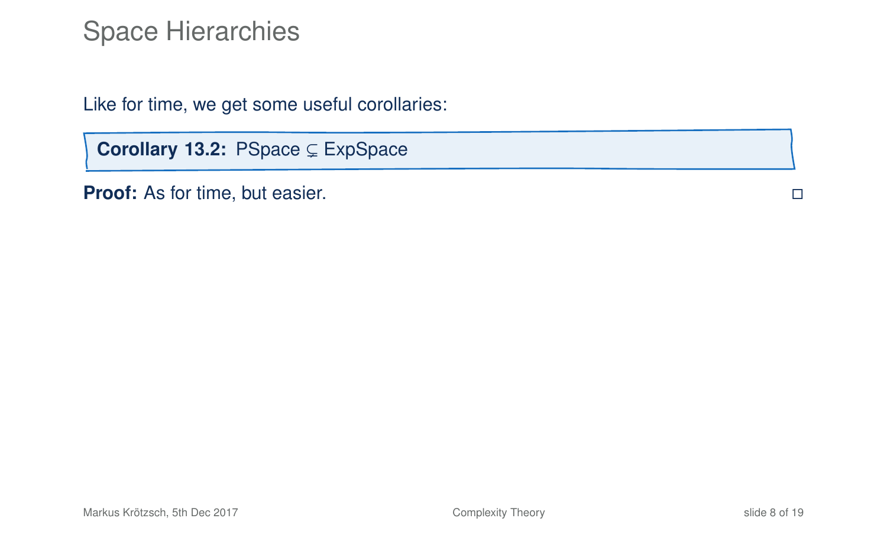# Space Hierarchies

Like for time, we get some useful corollaries:

**Corollary 13.2:** PSpace $\subsetneq$ ExpSpace

**Proof:** As for time, but easier. □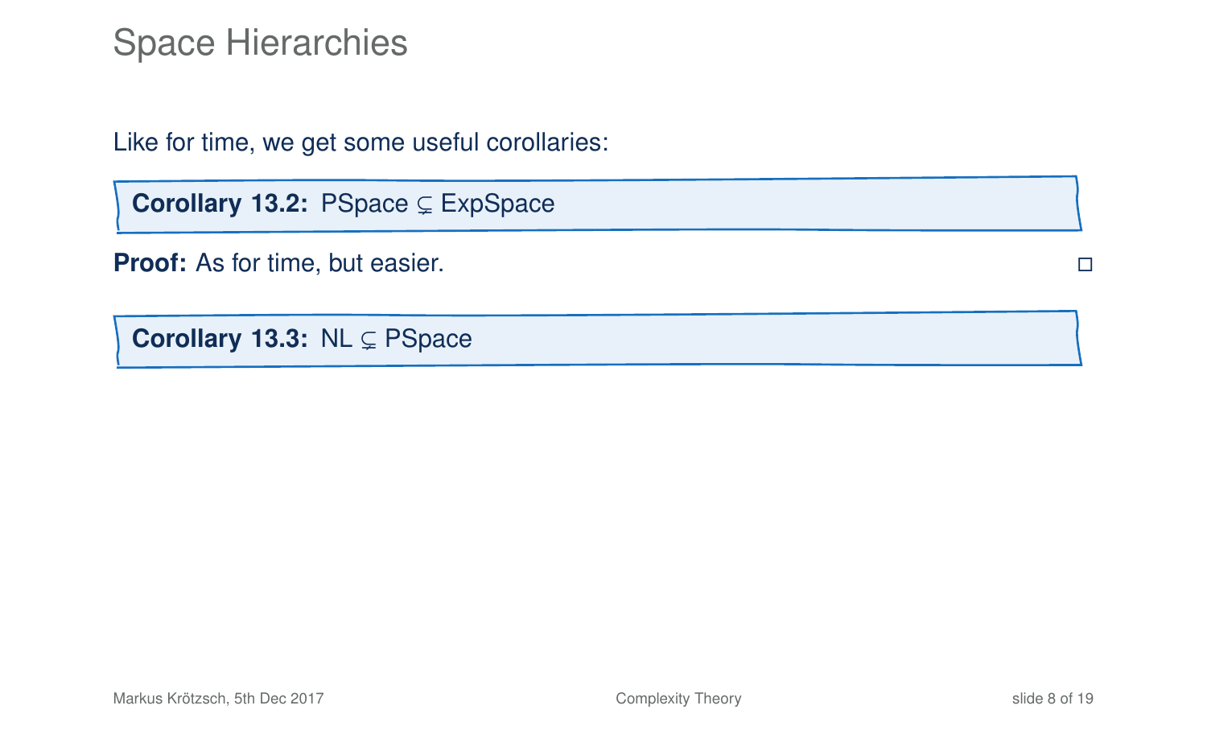# Space Hierarchies

Like for time, we get some useful corollaries:

**Corollary 13.2:** PSpace $\subsetneq$ ExpSpace

**Proof:** As for time, but easier. □

**Corollary 13.3:** NL $\subsetneq$ PSpace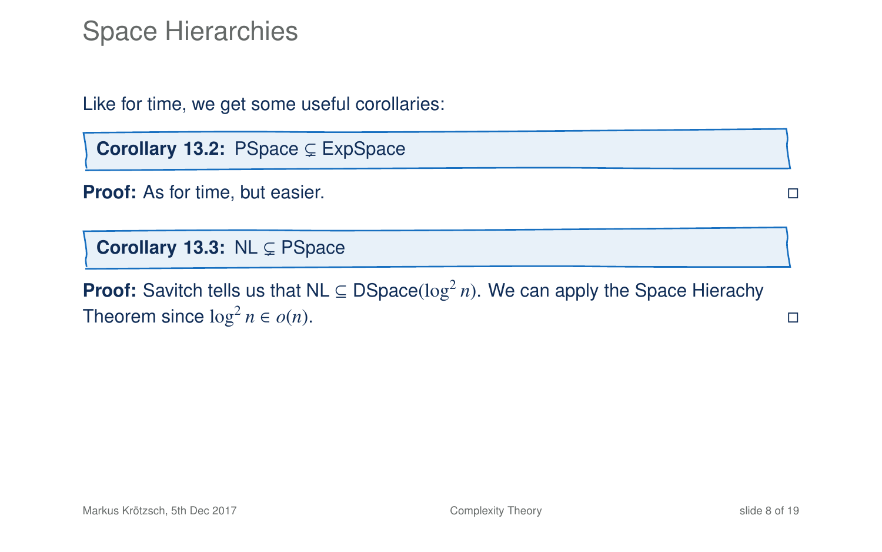# Space Hierarchies

Like for time, we get some useful corollaries:

**Corollary 13.2:** PSpace $\subsetneq$ ExpSpace

**Proof:** As for time, but easier. □

**Corollary 13.3:** NL $\subsetneq$ PSpace

**Proof:** Savitch tells us that NL $\subseteq$ DSpace$(\log^2 n)$. We can apply the Space Hierachy Theorem since $\log^2 n \in o(n)$. □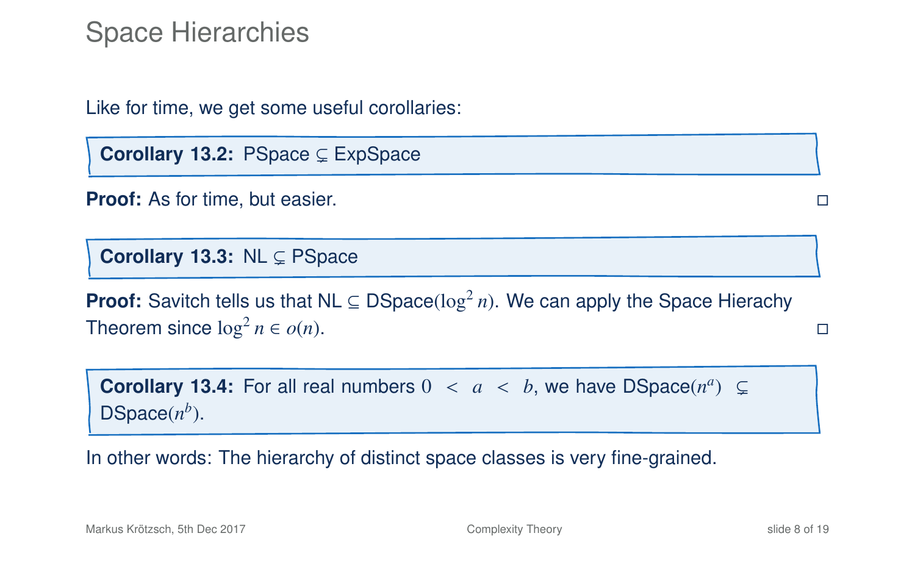# Space Hierarchies

Like for time, we get some useful corollaries:

**Corollary 13.2:** PSpace $\subsetneq$ ExpSpace

**Proof:** As for time, but easier. □

**Corollary 13.3:** NL $\subsetneq$ PSpace

**Proof:** Savitch tells us that NL $\subseteq$ DSpace$(\log^2 n)$. We can apply the Space Hierachy Theorem since $\log^2 n \in o(n)$. □

**Corollary 13.4:** For all real numbers $0 < a < b$, we have DSpace$(n^a)$ $\subsetneq$ DSpace$(n^b)$.

In other words: The hierarchy of distinct space classes is very fine-grained.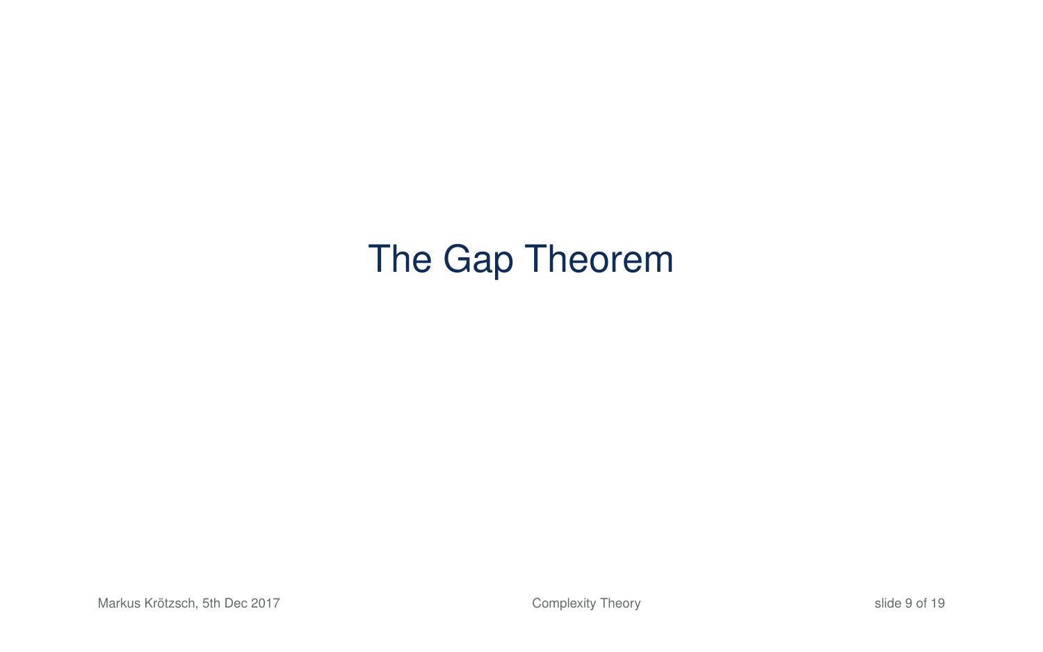# The Gap Theorem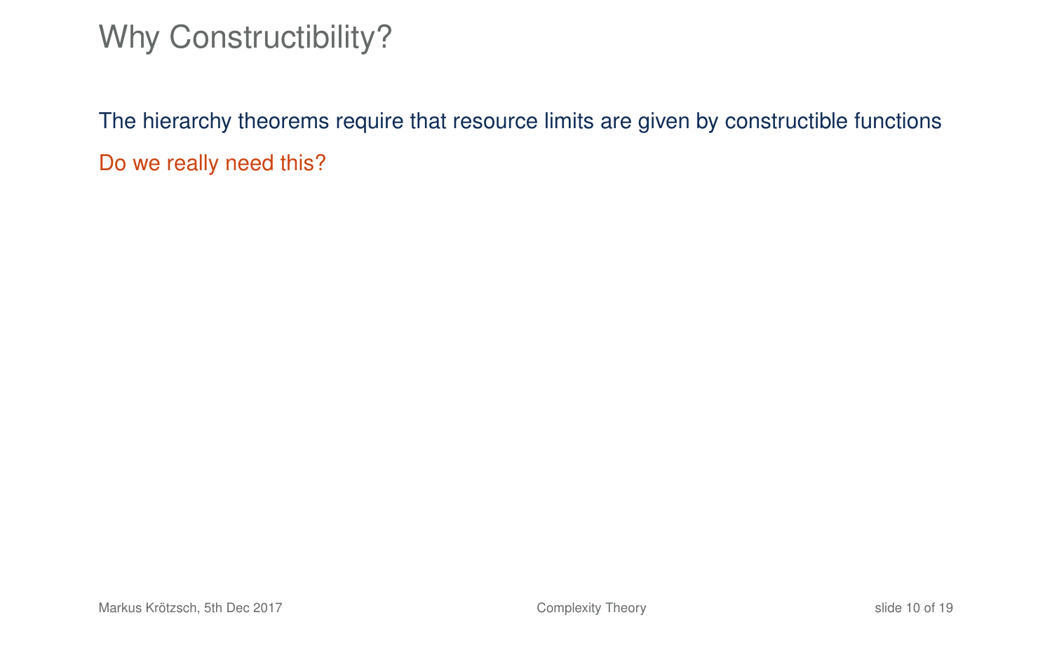# Why Constructibility?

The hierarchy theorems require that resource limits are given by constructible functions

Do we really need this?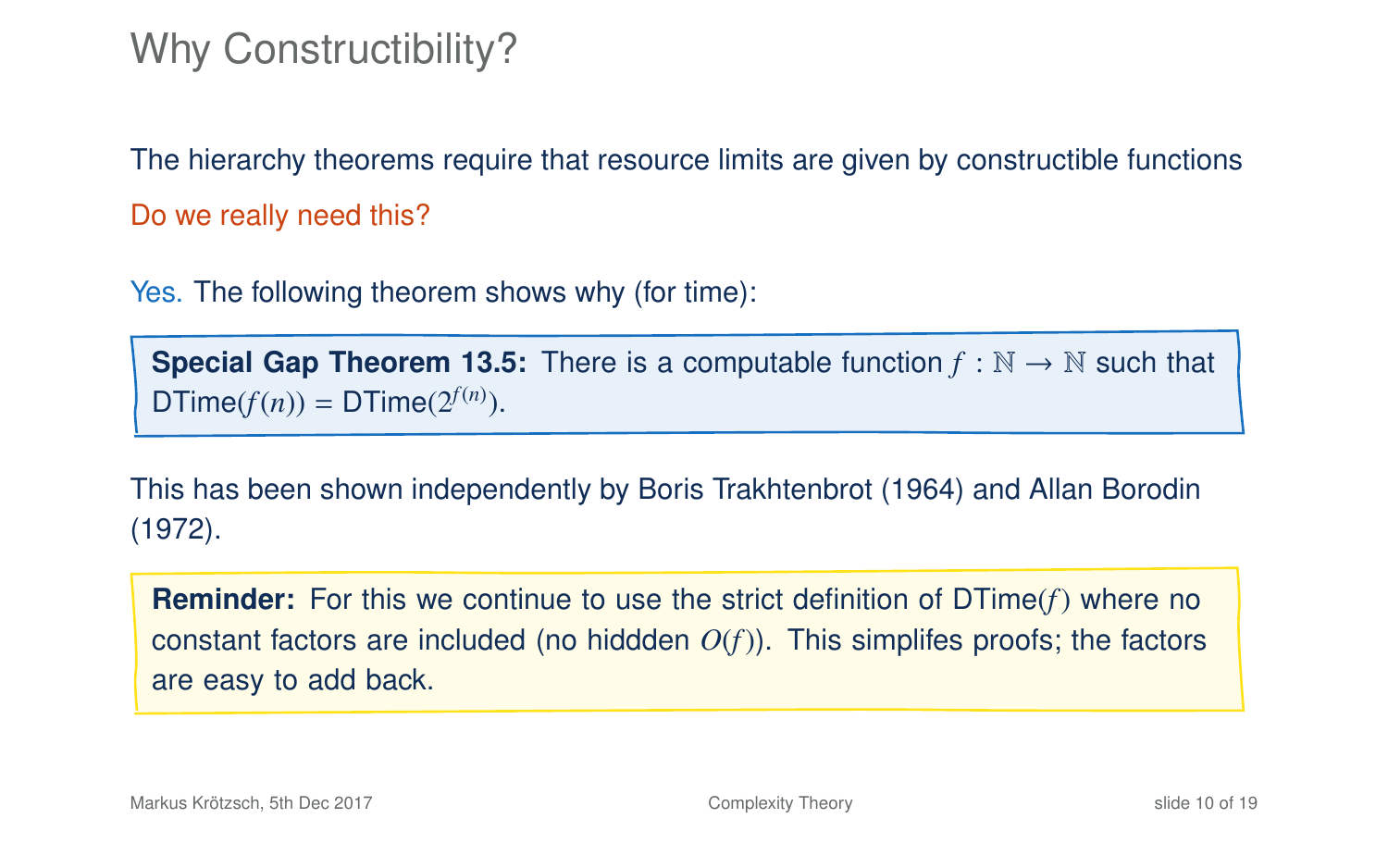# Why Constructibility?

The hierarchy theorems require that resource limits are given by constructible functions

Do we really need this?

Yes. The following theorem shows why (for time):

**Special Gap Theorem 13.5:** There is a computable function $f : \mathbb{N} \to \mathbb{N}$ such that DTime($f(n)$) = DTime($2^{f(n)}$).

This has been shown independently by Boris Trakhtenbrot (1964) and Allan Borodin (1972).

**Reminder:** For this we continue to use the strict definition of DTime($f$) where no constant factors are included (no hiddden $O(f)$). This simplifes proofs; the factors are easy to add back.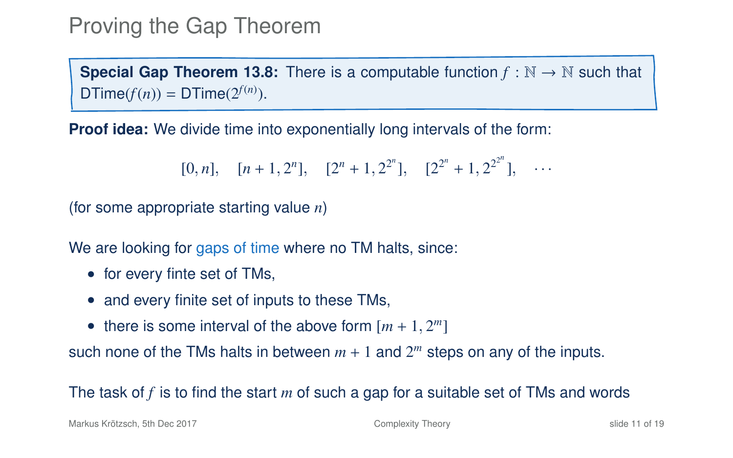# Proving the Gap Theorem

**Special Gap Theorem 13.8:** There is a computable function $f : \mathbb{N} \to \mathbb{N}$ such that $\mathsf{DTime}(f(n)) = \mathsf{DTime}(2^{f(n)})$.

**Proof idea:** We divide time into exponentially long intervals of the form:

$$[0, n], \quad [n+1, 2^n], \quad [2^n + 1, 2^{2^n}], \quad [2^{2^n} + 1, 2^{2^{2^n}}], \quad \cdots$$

(for some appropriate starting value $n$)

We are looking for gaps of time where no TM halts, since:

- for every finte set of TMs,
- and every finite set of inputs to these TMs,
- there is some interval of the above form $[m+1, 2^m]$

such none of the TMs halts in between $m+1$ and $2^m$ steps on any of the inputs.

The task of $f$ is to find the start $m$ of such a gap for a suitable set of TMs and words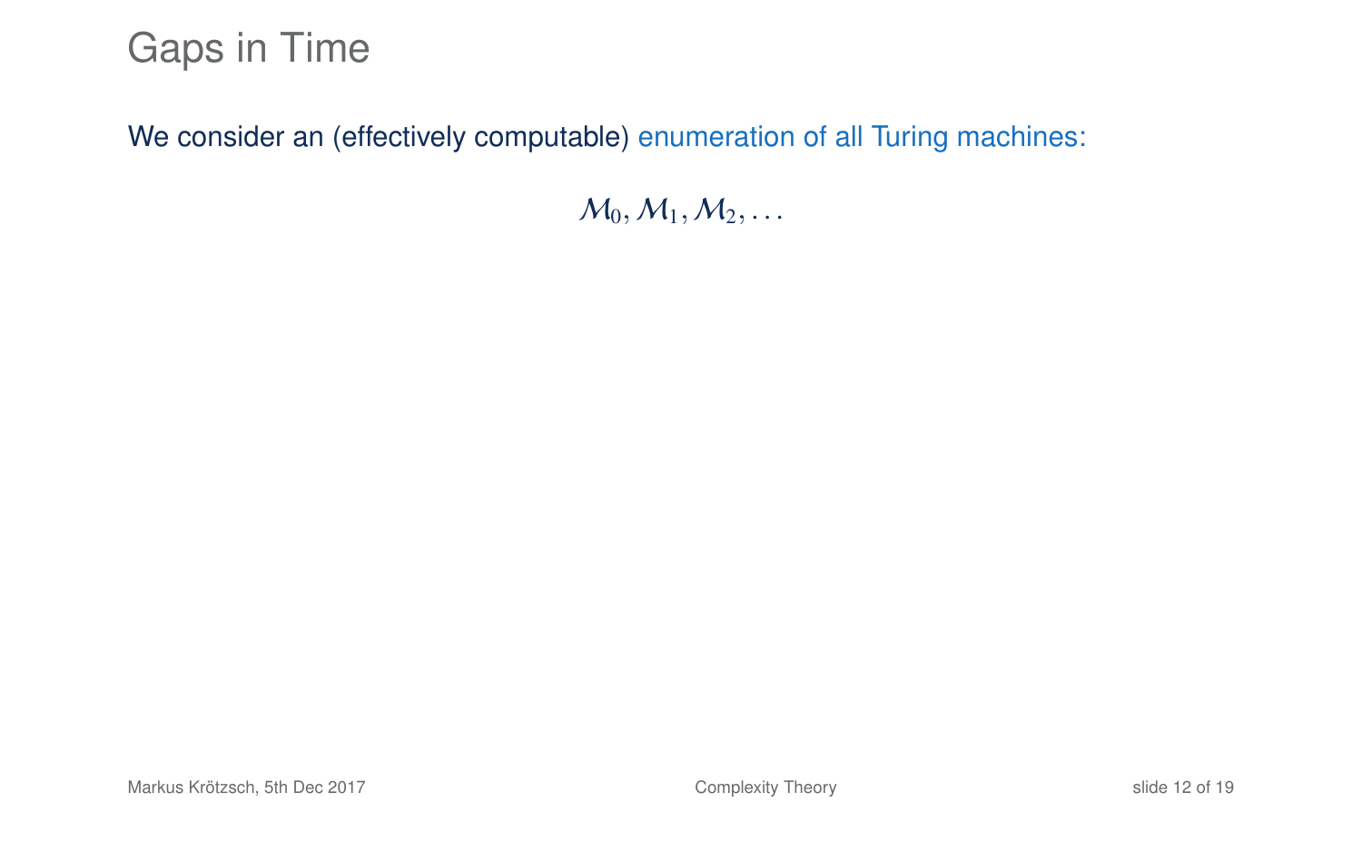# Gaps in Time

We consider an (effectively computable) enumeration of all Turing machines:

$$\mathcal{M}_0, \mathcal{M}_1, \mathcal{M}_2, \ldots$$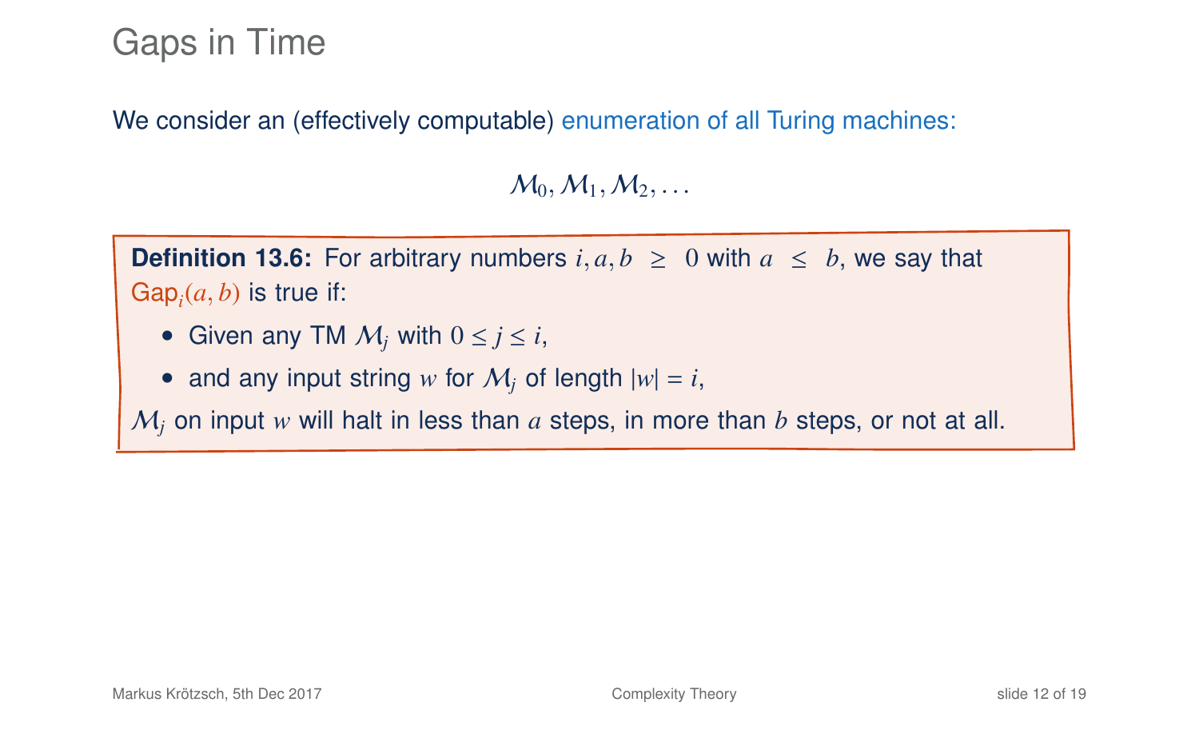# Gaps in Time

We consider an (effectively computable) enumeration of all Turing machines:

$$\mathcal{M}_0, \mathcal{M}_1, \mathcal{M}_2, \ldots$$

**Definition 13.6:** For arbitrary numbers $i, a, b \geq 0$ with $a \leq b$, we say that $\mathsf{Gap}_i(a, b)$ is true if:

- Given any TM $\mathcal{M}_j$ with $0 \leq j \leq i$,
- and any input string $w$ for $\mathcal{M}_j$ of length $|w| = i$,

$\mathcal{M}_j$ on input $w$ will halt in less than $a$ steps, in more than $b$ steps, or not at all.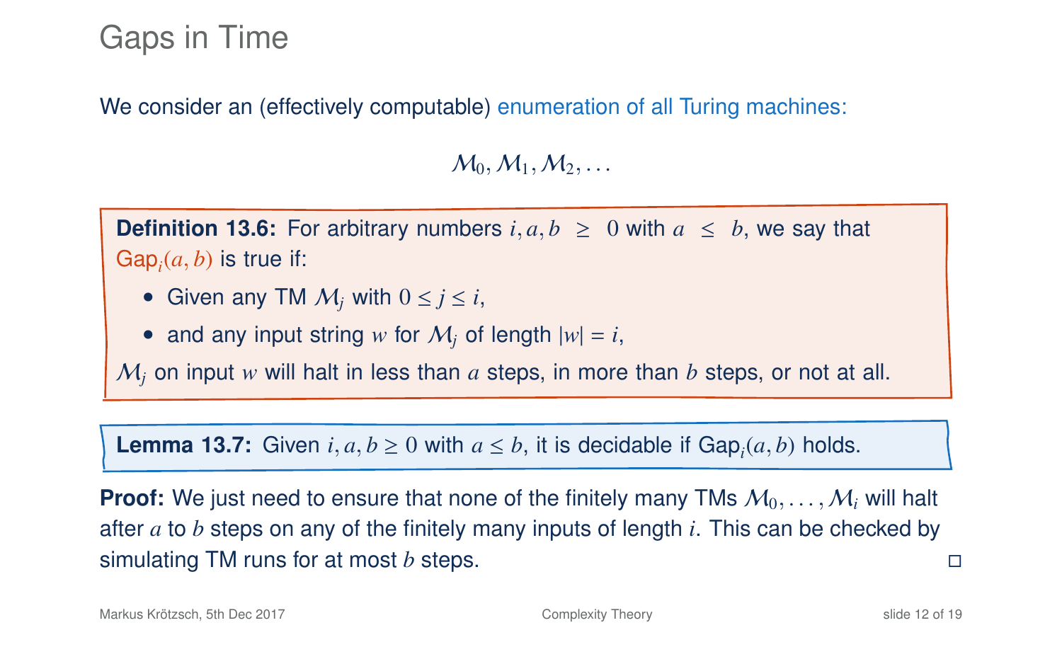# Gaps in Time

We consider an (effectively computable) enumeration of all Turing machines:

$$\mathcal{M}_0, \mathcal{M}_1, \mathcal{M}_2, \ldots$$

**Definition 13.6:** For arbitrary numbers $i, a, b \geq 0$ with $a \leq b$, we say that $\mathsf{Gap}_i(a, b)$ is true if:

- Given any TM $\mathcal{M}_j$ with $0 \leq j \leq i$,
- and any input string $w$ for $\mathcal{M}_j$ of length $|w| = i$,

$\mathcal{M}_j$ on input $w$ will halt in less than $a$ steps, in more than $b$ steps, or not at all.

**Lemma 13.7:** Given $i, a, b \geq 0$ with $a \leq b$, it is decidable if $\mathsf{Gap}_i(a, b)$ holds.

**Proof:** We just need to ensure that none of the finitely many TMs $\mathcal{M}_0, \ldots, \mathcal{M}_i$ will halt after $a$ to $b$ steps on any of the finitely many inputs of length $i$. This can be checked by simulating TM runs for at most $b$ steps. □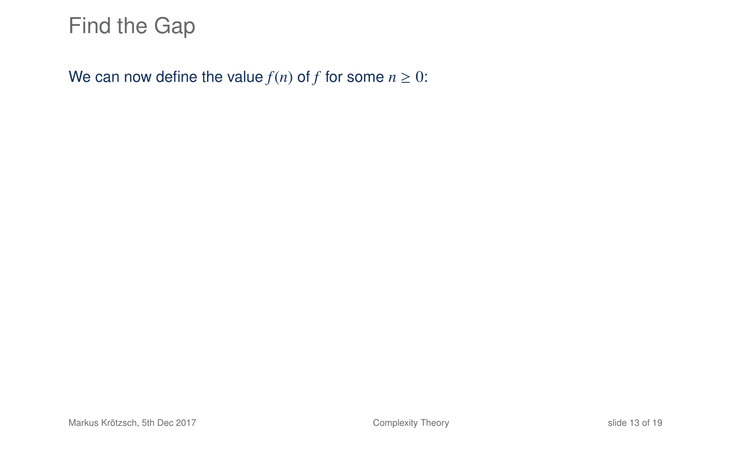# Find the Gap

We can now define the value $f(n)$ of $f$ for some $n \geq 0$: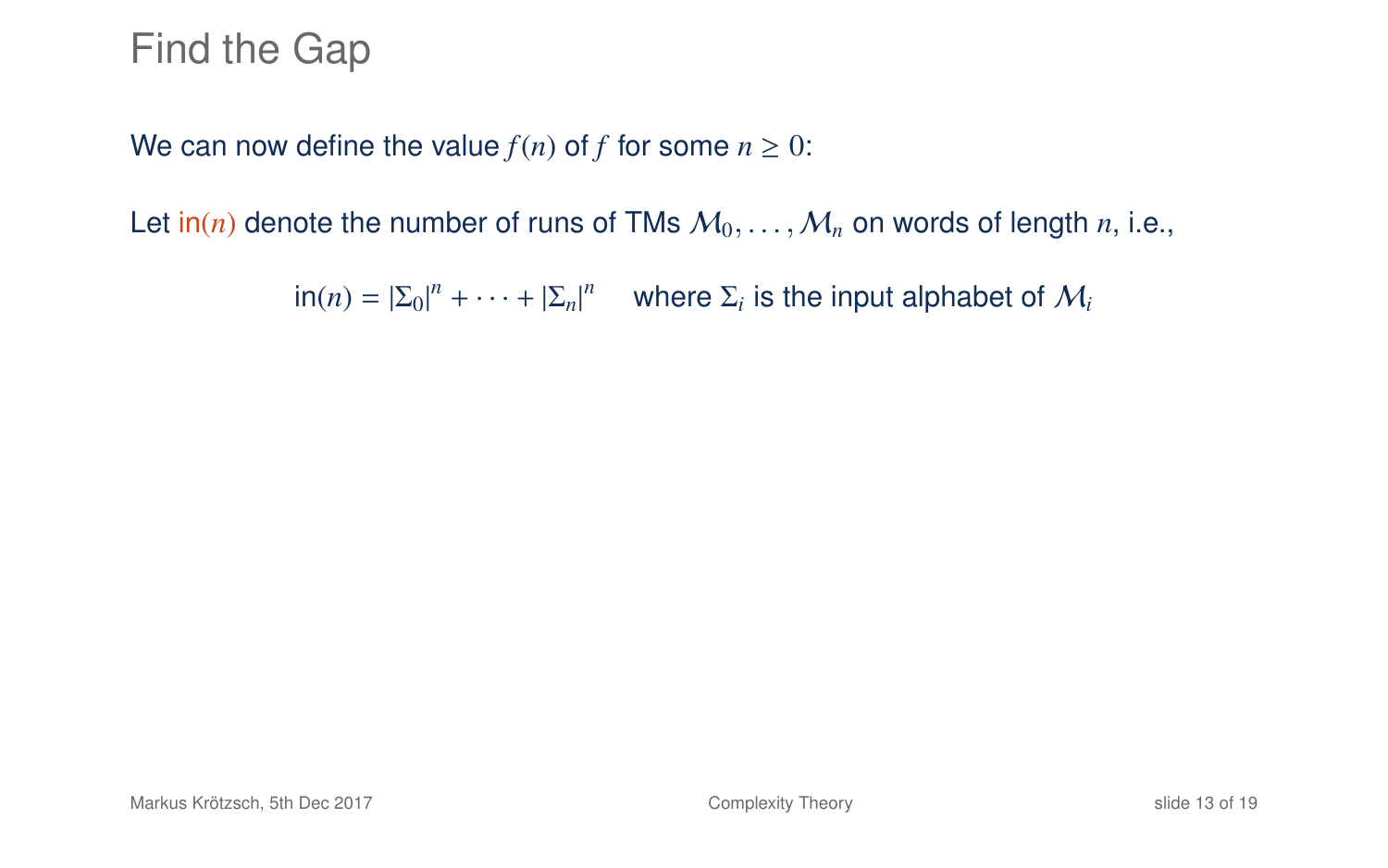# Find the Gap

We can now define the value $f(n)$ of $f$ for some $n \geq 0$:

Let $\text{in}(n)$ denote the number of runs of TMs $\mathcal{M}_0, \ldots, \mathcal{M}_n$ on words of length $n$, i.e.,

$$\text{in}(n) = |\Sigma_0|^n + \cdots + |\Sigma_n|^n \quad \text{where } \Sigma_i \text{ is the input alphabet of } \mathcal{M}_i$$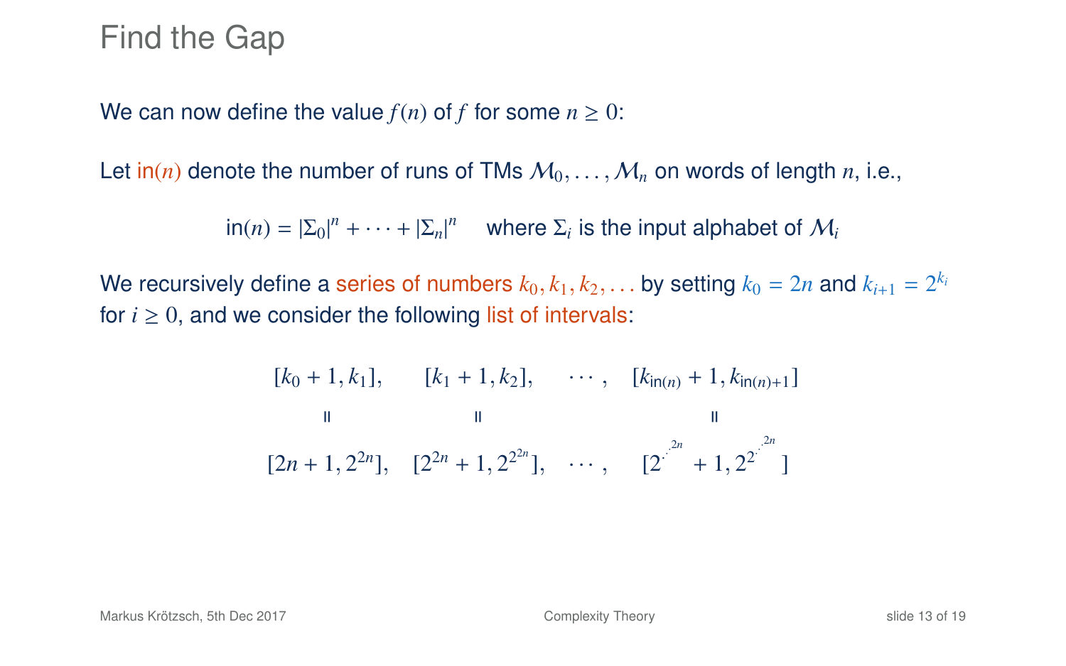# Find the Gap

We can now define the value $f(n)$ of $f$ for some $n \geq 0$:

Let $\mathsf{in}(n)$ denote the number of runs of TMs $\mathcal{M}_0, \ldots, \mathcal{M}_n$ on words of length $n$, i.e.,

$$\mathsf{in}(n) = |\Sigma_0|^n + \cdots + |\Sigma_n|^n \quad \text{where } \Sigma_i \text{ is the input alphabet of } \mathcal{M}_i$$

We recursively define a series of numbers $k_0, k_1, k_2, \ldots$ by setting $k_0 = 2n$ and $k_{i+1} = 2^{k_i}$ for $i \geq 0$, and we consider the following list of intervals:

$$\begin{array}{cccc}
[k_0 + 1, k_1], & [k_1 + 1, k_2], & \cdots, & [k_{\mathsf{in}(n)} + 1, k_{\mathsf{in}(n)+1}] \\
\shortparallel & \shortparallel & & \shortparallel \\
[2n + 1, 2^{2n}], & [2^{2n} + 1, 2^{2^{2n}}], & \cdots, & [2^{\cdot^{\cdot^{2n}}} + 1, 2^{2^{\cdot^{\cdot^{2n}}}}]
\end{array}$$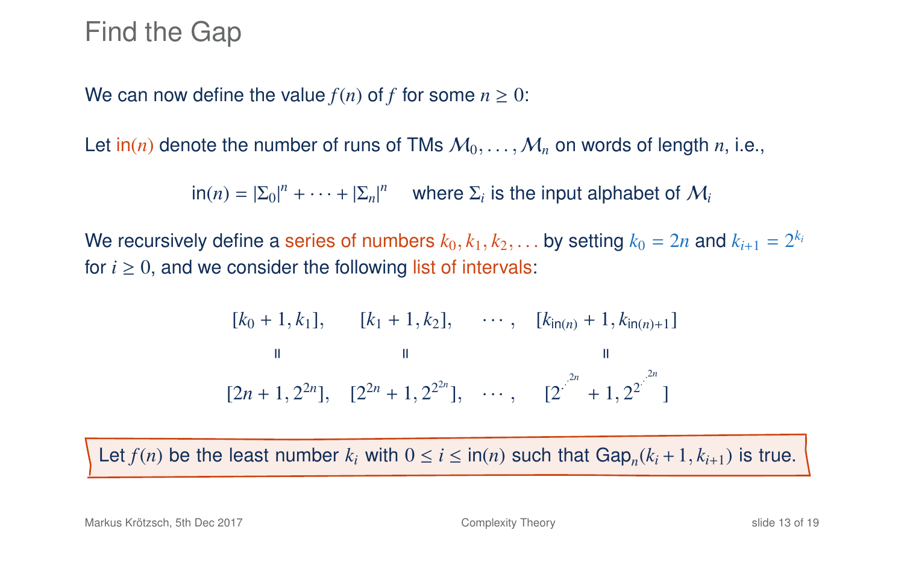# Find the Gap

We can now define the value $f(n)$ of $f$ for some $n \geq 0$:

Let $\mathsf{in}(n)$ denote the number of runs of TMs $\mathcal{M}_0, \ldots, \mathcal{M}_n$ on words of length $n$, i.e.,

$$\mathsf{in}(n) = |\Sigma_0|^n + \cdots + |\Sigma_n|^n \quad \text{where } \Sigma_i \text{ is the input alphabet of } \mathcal{M}_i$$

We recursively define a series of numbers $k_0, k_1, k_2, \ldots$ by setting $k_0 = 2n$ and $k_{i+1} = 2^{k_i}$ for $i \geq 0$, and we consider the following list of intervals:

$$[k_0 + 1, k_1], \quad [k_1 + 1, k_2], \quad \cdots, \quad [k_{\mathsf{in}(n)} + 1, k_{\mathsf{in}(n)+1}]$$

$$\| \qquad\qquad \| \qquad\qquad \|$$

$$[2n + 1, 2^{2n}], \quad [2^{2n} + 1, 2^{2^{2n}}], \quad \cdots, \quad [2^{\cdot^{\cdot^{2n}}} + 1, 2^{2^{\cdot^{\cdot^{2n}}}}]$$

> Let $f(n)$ be the least number $k_i$ with $0 \leq i \leq \mathsf{in}(n)$ such that $\mathsf{Gap}_n(k_i + 1, k_{i+1})$ is true.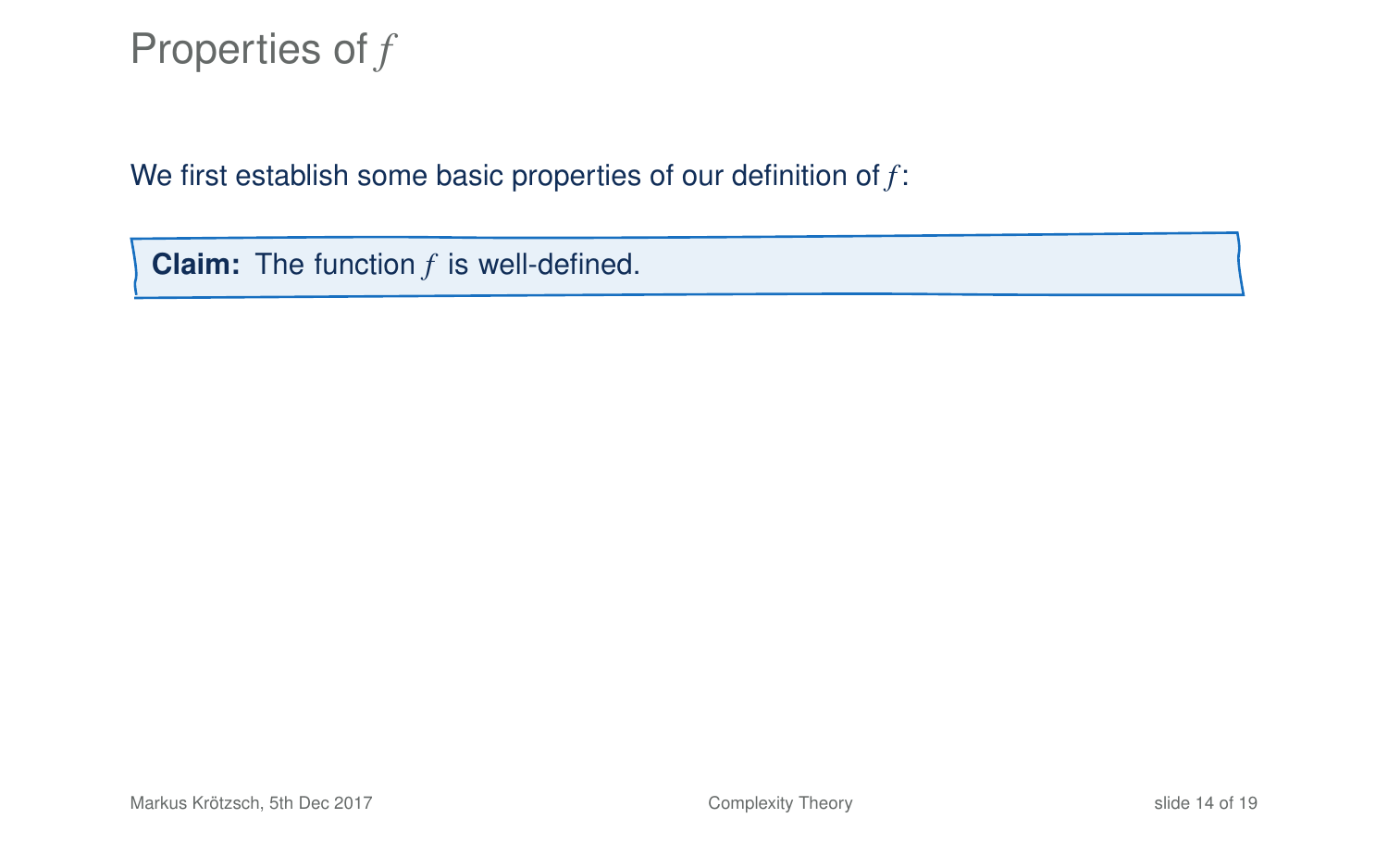# Properties of $f$

We first establish some basic properties of our definition of $f$:

**Claim:** The function $f$ is well-defined.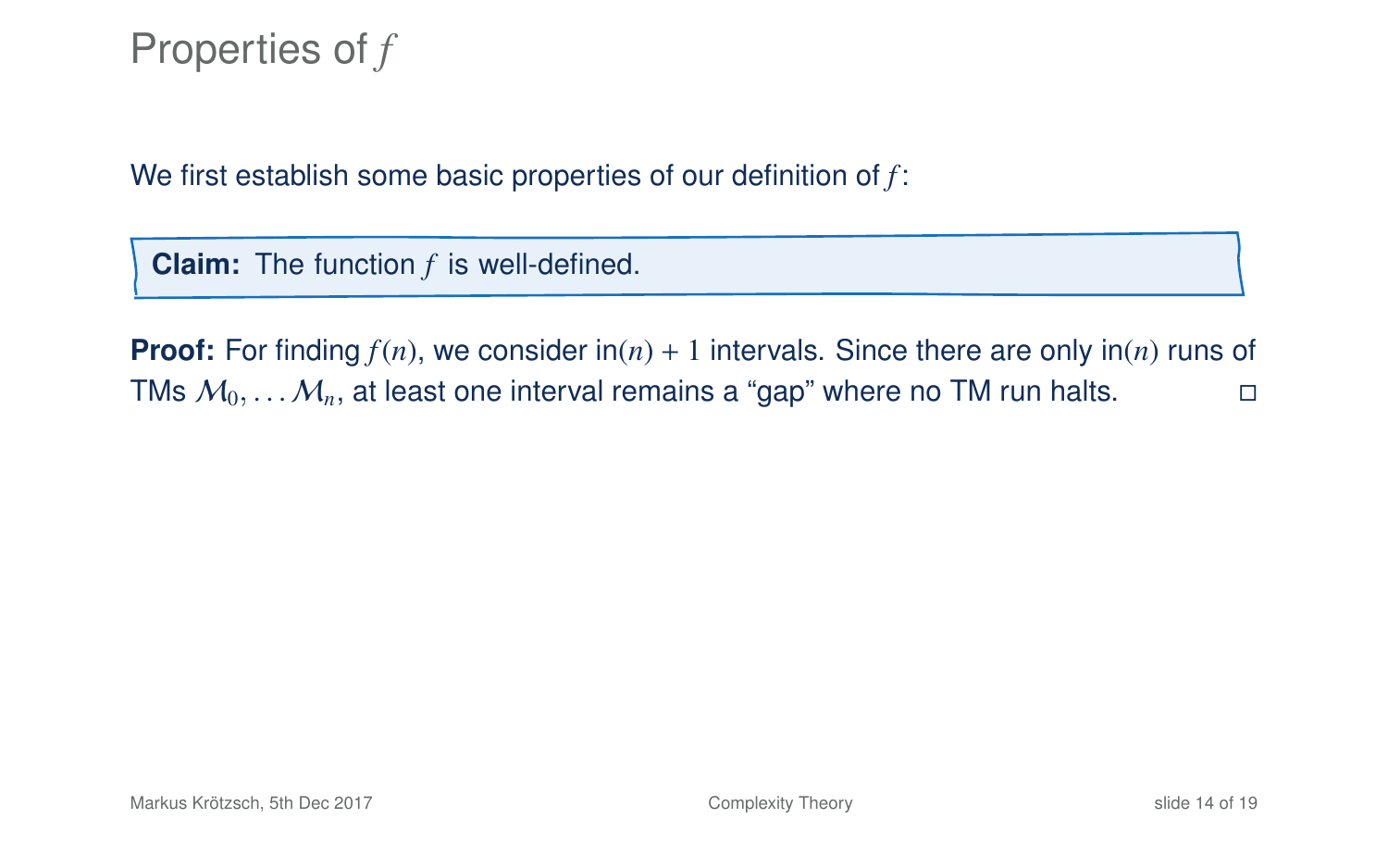# Properties of $f$

We first establish some basic properties of our definition of $f$:

**Claim:** The function $f$ is well-defined.

**Proof:** For finding $f(n)$, we consider $\text{in}(n) + 1$ intervals. Since there are only $\text{in}(n)$ runs of TMs $\mathcal{M}_0, \ldots \mathcal{M}_n$, at least one interval remains a "gap" where no TM run halts. □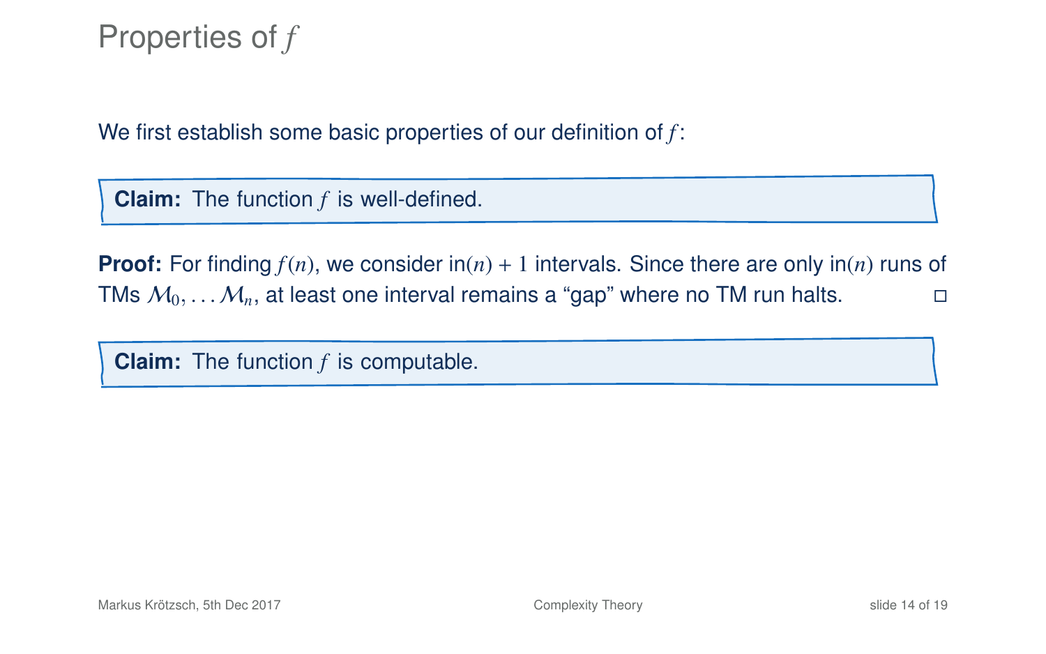# Properties of $f$

We first establish some basic properties of our definition of $f$:

**Claim:** The function $f$ is well-defined.

**Proof:** For finding $f(n)$, we consider $\text{in}(n) + 1$ intervals. Since there are only $\text{in}(n)$ runs of TMs $\mathcal{M}_0, \ldots \mathcal{M}_n$, at least one interval remains a "gap" where no TM run halts. □

**Claim:** The function $f$ is computable.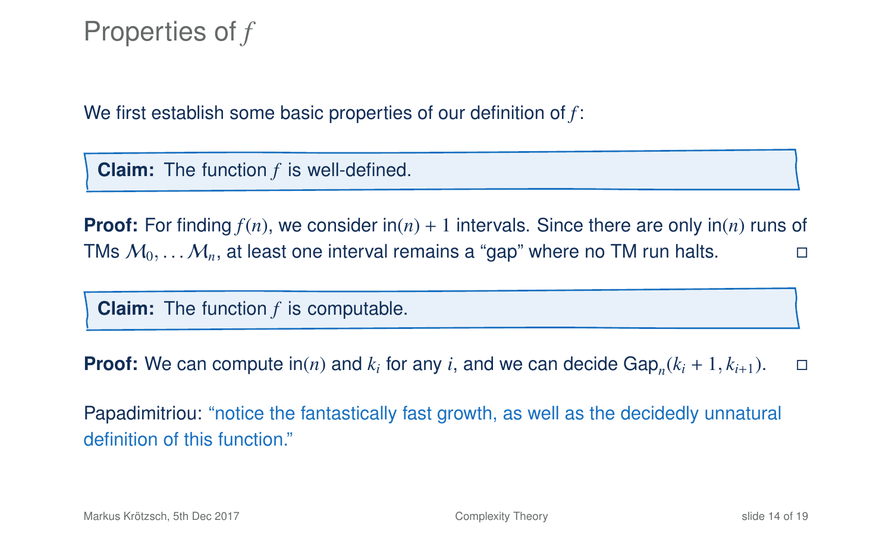# Properties of $f$

We first establish some basic properties of our definition of $f$:

**Claim:** The function $f$ is well-defined.

**Proof:** For finding $f(n)$, we consider $\text{in}(n) + 1$ intervals. Since there are only $\text{in}(n)$ runs of TMs $\mathcal{M}_0, \ldots \mathcal{M}_n$, at least one interval remains a "gap" where no TM run halts. □

**Claim:** The function $f$ is computable.

**Proof:** We can compute $\text{in}(n)$ and $k_i$ for any $i$, and we can decide $\text{Gap}_n(k_i + 1, k_{i+1})$. □

Papadimitriou: "notice the fantastically fast growth, as well as the decidedly unnatural definition of this function."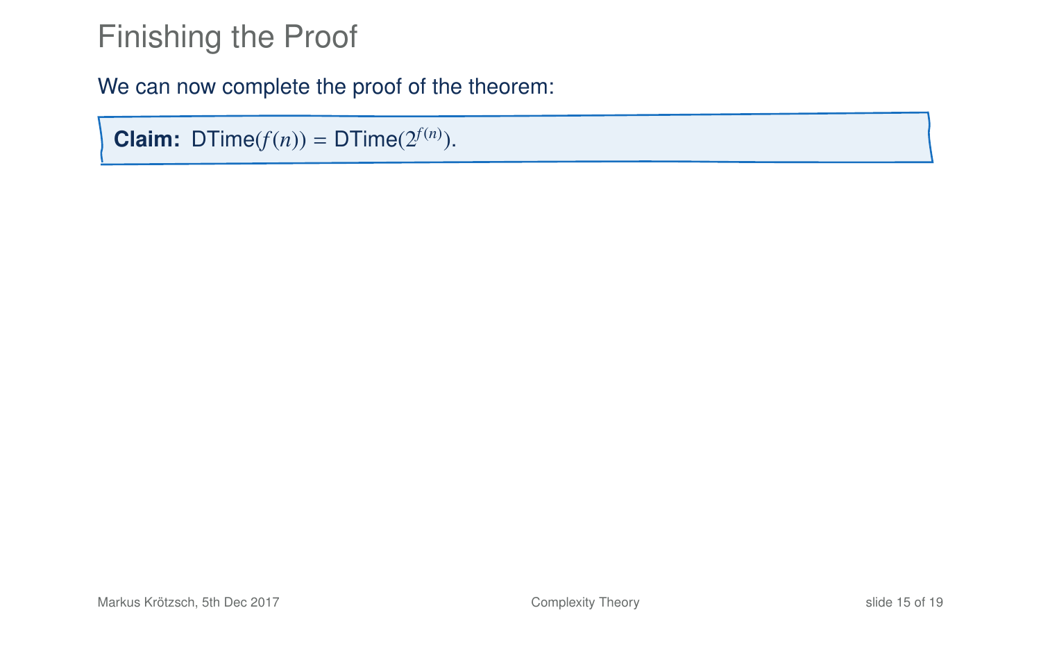# Finishing the Proof

We can now complete the proof of the theorem:

**Claim:** $\mathsf{DTime}(f(n)) = \mathsf{DTime}(2^{f(n)})$.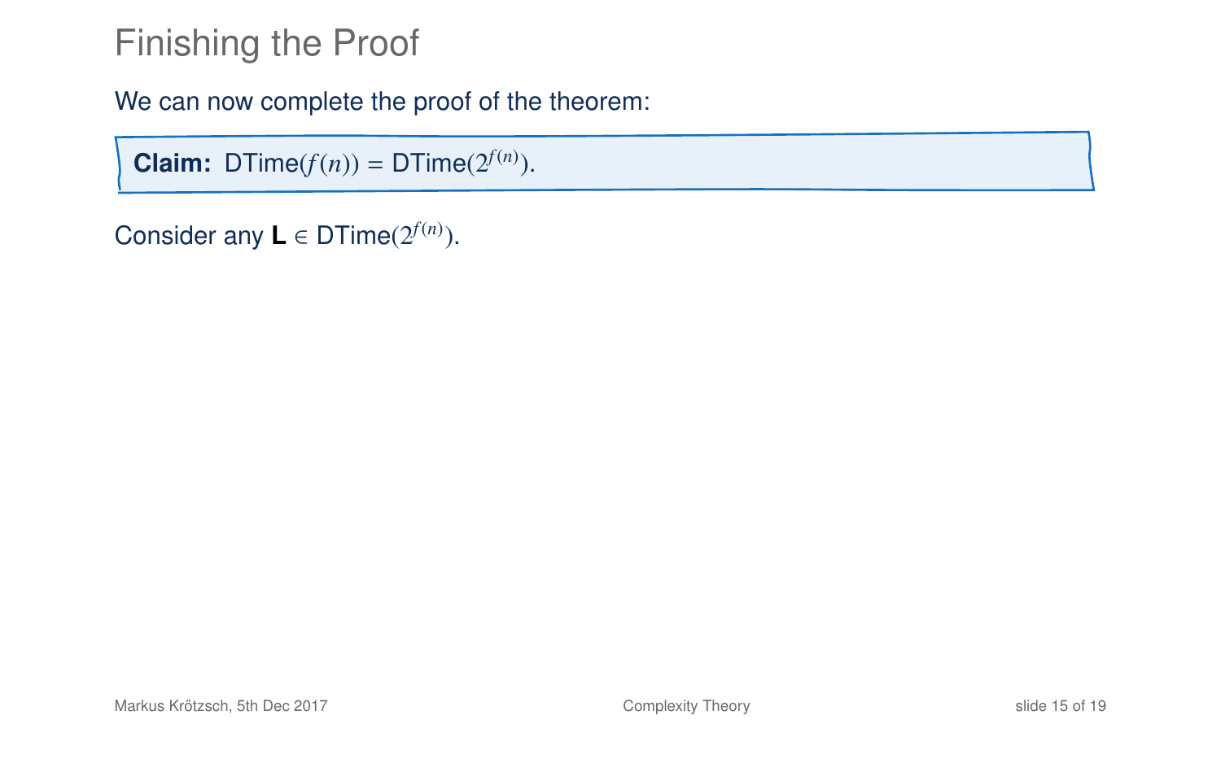# Finishing the Proof

We can now complete the proof of the theorem:

**Claim:** $\mathsf{DTime}(f(n)) = \mathsf{DTime}(2^{f(n)})$.

Consider any $\mathbf{L} \in \mathsf{DTime}(2^{f(n)})$.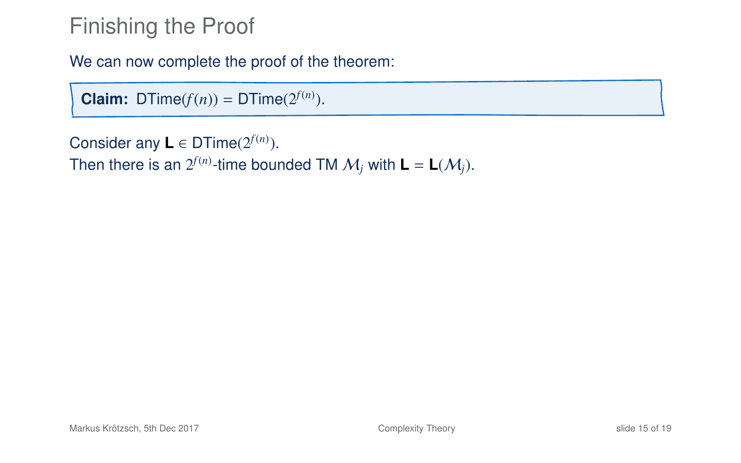# Finishing the Proof

We can now complete the proof of the theorem:

**Claim:** DTime($f(n)$) = DTime($2^{f(n)}$).

Consider any $\mathbf{L} \in$ DTime($2^{f(n)}$).
Then there is an $2^{f(n)}$-time bounded TM $\mathcal{M}_j$ with $\mathbf{L} = \mathbf{L}(\mathcal{M}_j)$.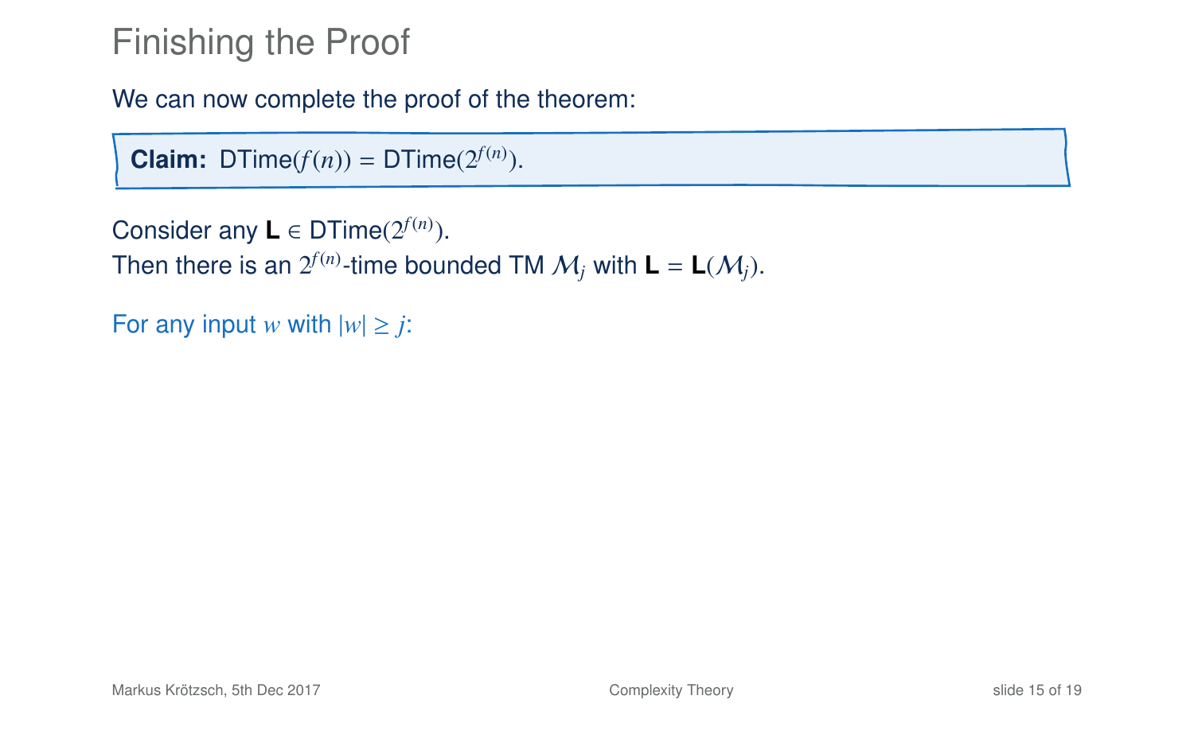# Finishing the Proof

We can now complete the proof of the theorem:

> **Claim:** DTime($f(n)$) = DTime($2^{f(n)}$).

Consider any $\mathbf{L} \in$ DTime($2^{f(n)}$).
Then there is an $2^{f(n)}$-time bounded TM $\mathcal{M}_j$ with $\mathbf{L} = \mathbf{L}(\mathcal{M}_j)$.

For any input $w$ with $|w| \geq j$: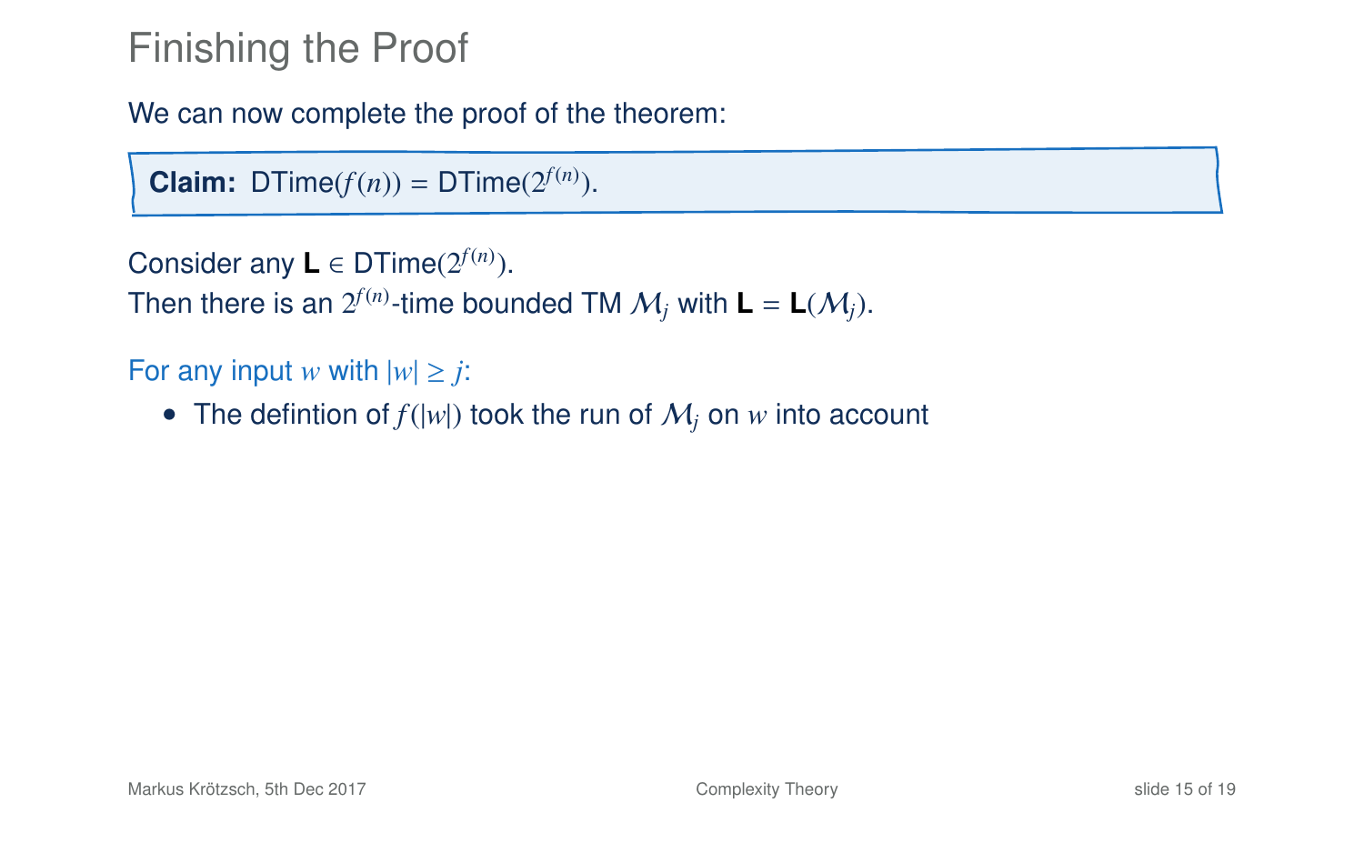# Finishing the Proof

We can now complete the proof of the theorem:

**Claim:** DTime($f(n)$) = DTime($2^{f(n)}$).

Consider any $\mathbf{L} \in$ DTime($2^{f(n)}$).
Then there is an $2^{f(n)}$-time bounded TM $\mathcal{M}_j$ with $\mathbf{L} = \mathbf{L}(\mathcal{M}_j)$.

For any input $w$ with $|w| \geq j$:

- The defintion of $f(|w|)$ took the run of $\mathcal{M}_j$ on $w$ into account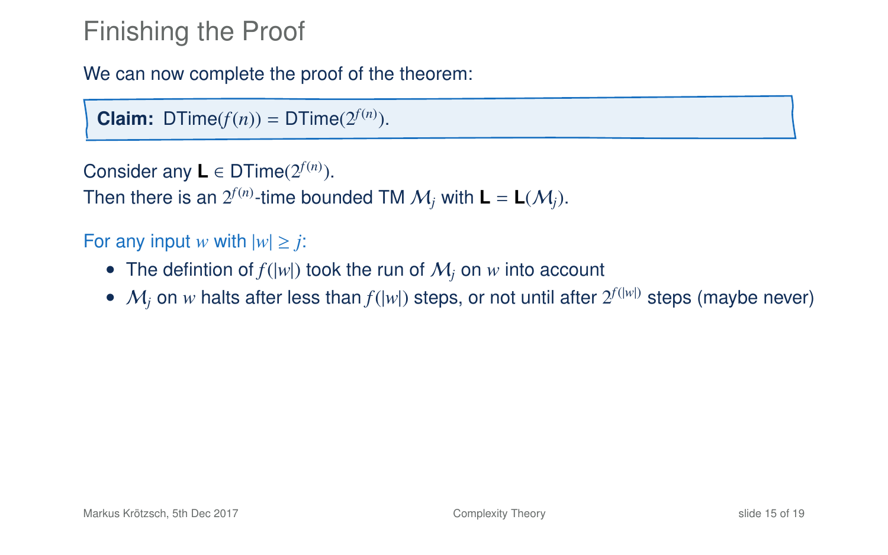# Finishing the Proof

We can now complete the proof of the theorem:

**Claim:** DTime($f(n)$) = DTime($2^{f(n)}$).

Consider any $\mathbf{L} \in$ DTime($2^{f(n)}$).
Then there is an $2^{f(n)}$-time bounded TM $\mathcal{M}_j$ with $\mathbf{L} = \mathbf{L}(\mathcal{M}_j)$.

For any input $w$ with $|w| \geq j$:

- The defintion of $f(|w|)$ took the run of $\mathcal{M}_j$ on $w$ into account
- $\mathcal{M}_j$ on $w$ halts after less than $f(|w|)$ steps, or not until after $2^{f(|w|)}$ steps (maybe never)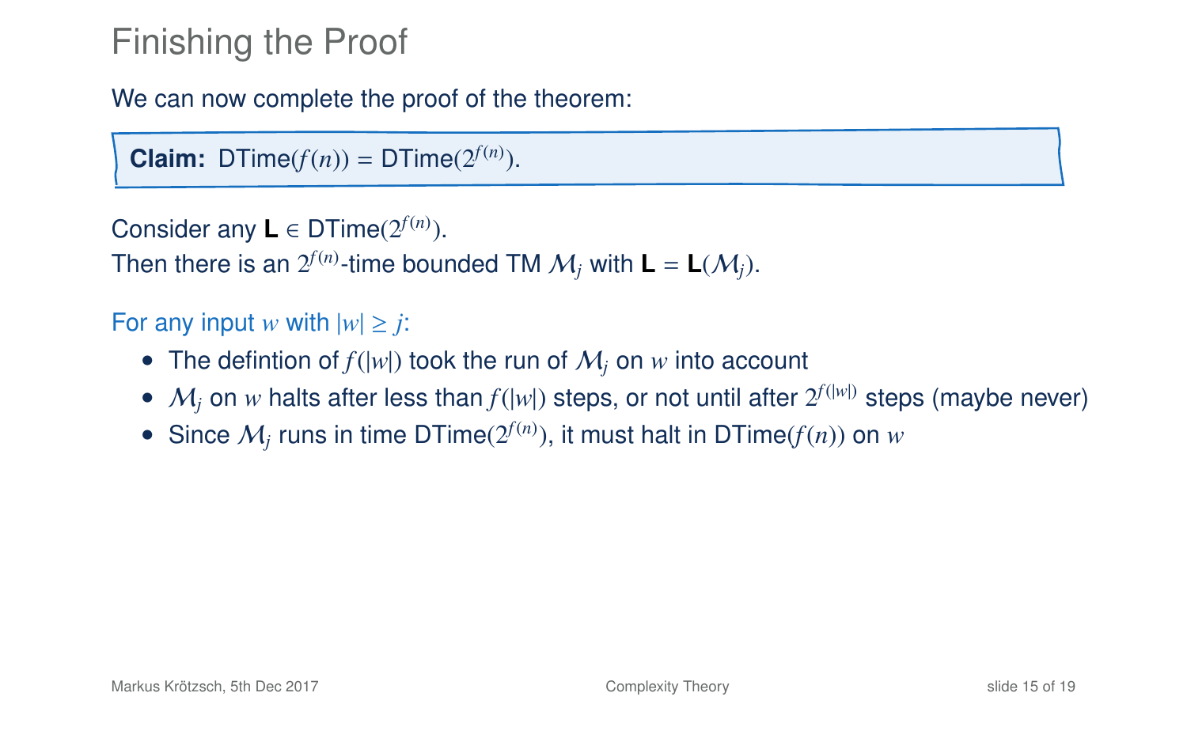# Finishing the Proof

We can now complete the proof of the theorem:

> **Claim:** DTime($f(n)$) = DTime($2^{f(n)}$).

Consider any $\mathbf{L} \in$ DTime($2^{f(n)}$).
Then there is an $2^{f(n)}$-time bounded TM $\mathcal{M}_j$ with $\mathbf{L} = \mathbf{L}(\mathcal{M}_j)$.

For any input $w$ with $|w| \geq j$:

- The defintion of $f(|w|)$ took the run of $\mathcal{M}_j$ on $w$ into account
- $\mathcal{M}_j$ on $w$ halts after less than $f(|w|)$ steps, or not until after $2^{f(|w|)}$ steps (maybe never)
- Since $\mathcal{M}_j$ runs in time DTime($2^{f(n)}$), it must halt in DTime($f(n)$) on $w$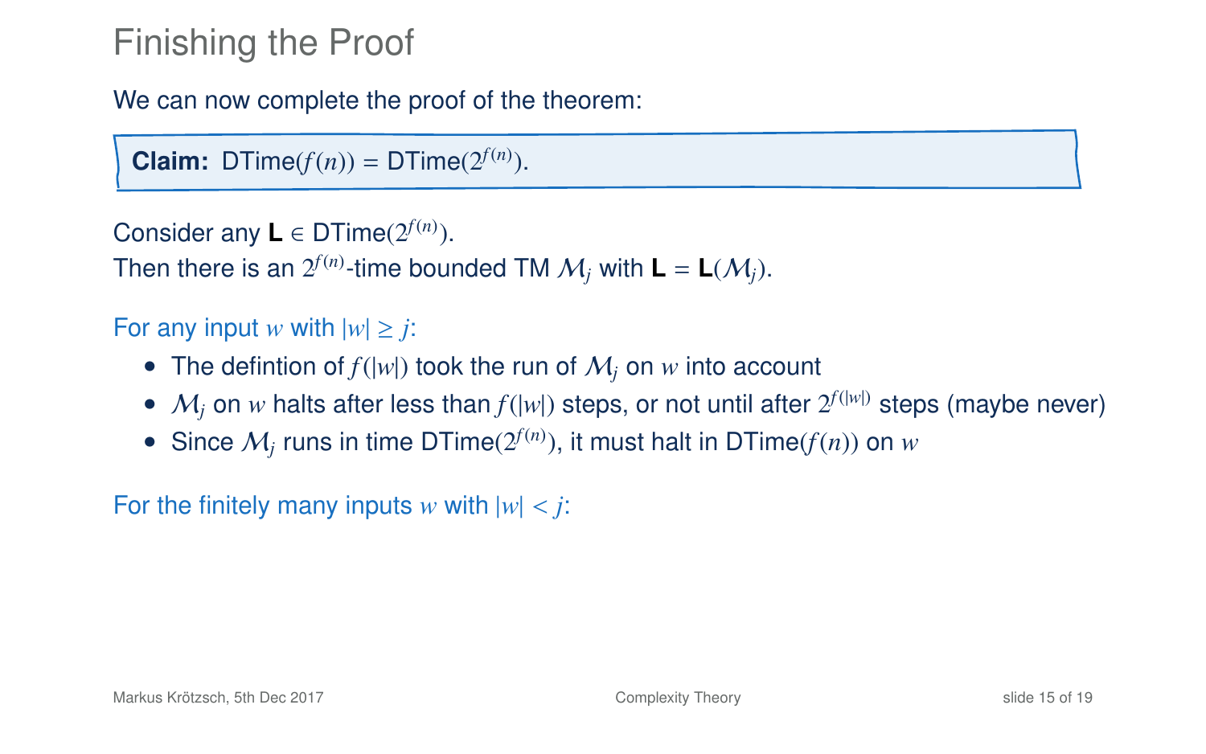# Finishing the Proof

We can now complete the proof of the theorem:

**Claim:** DTime($f(n)$) = DTime($2^{f(n)}$).

Consider any $\mathbf{L} \in$ DTime($2^{f(n)}$).
Then there is an $2^{f(n)}$-time bounded TM $\mathcal{M}_j$ with $\mathbf{L} = \mathbf{L}(\mathcal{M}_j)$.

For any input $w$ with $|w| \geq j$:

- The defintion of $f(|w|)$ took the run of $\mathcal{M}_j$ on $w$ into account
- $\mathcal{M}_j$ on $w$ halts after less than $f(|w|)$ steps, or not until after $2^{f(|w|)}$ steps (maybe never)
- Since $\mathcal{M}_j$ runs in time DTime($2^{f(n)}$), it must halt in DTime($f(n)$) on $w$

For the finitely many inputs $w$ with $|w| < j$: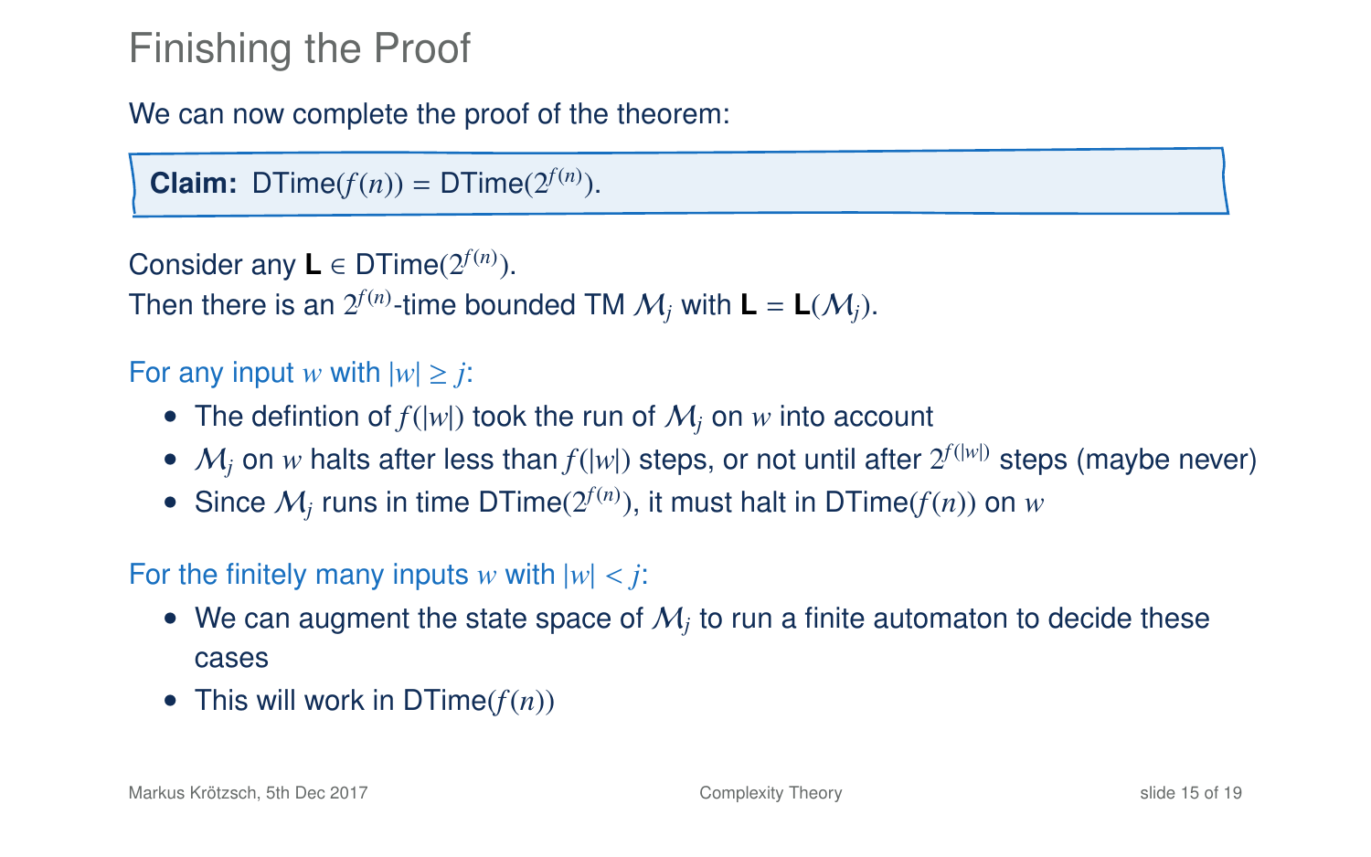# Finishing the Proof

We can now complete the proof of the theorem:

> **Claim:** DTime($f(n)$) = DTime($2^{f(n)}$).

Consider any $\mathbf{L} \in$ DTime($2^{f(n)}$).
Then there is an $2^{f(n)}$-time bounded TM $\mathcal{M}_j$ with $\mathbf{L} = \mathbf{L}(\mathcal{M}_j)$.

For any input $w$ with $|w| \geq j$:

- The defintion of $f(|w|)$ took the run of $\mathcal{M}_j$ on $w$ into account
- $\mathcal{M}_j$ on $w$ halts after less than $f(|w|)$ steps, or not until after $2^{f(|w|)}$ steps (maybe never)
- Since $\mathcal{M}_j$ runs in time DTime($2^{f(n)}$), it must halt in DTime($f(n)$) on $w$

For the finitely many inputs $w$ with $|w| < j$:

- We can augment the state space of $\mathcal{M}_j$ to run a finite automaton to decide these cases
- This will work in DTime($f(n)$)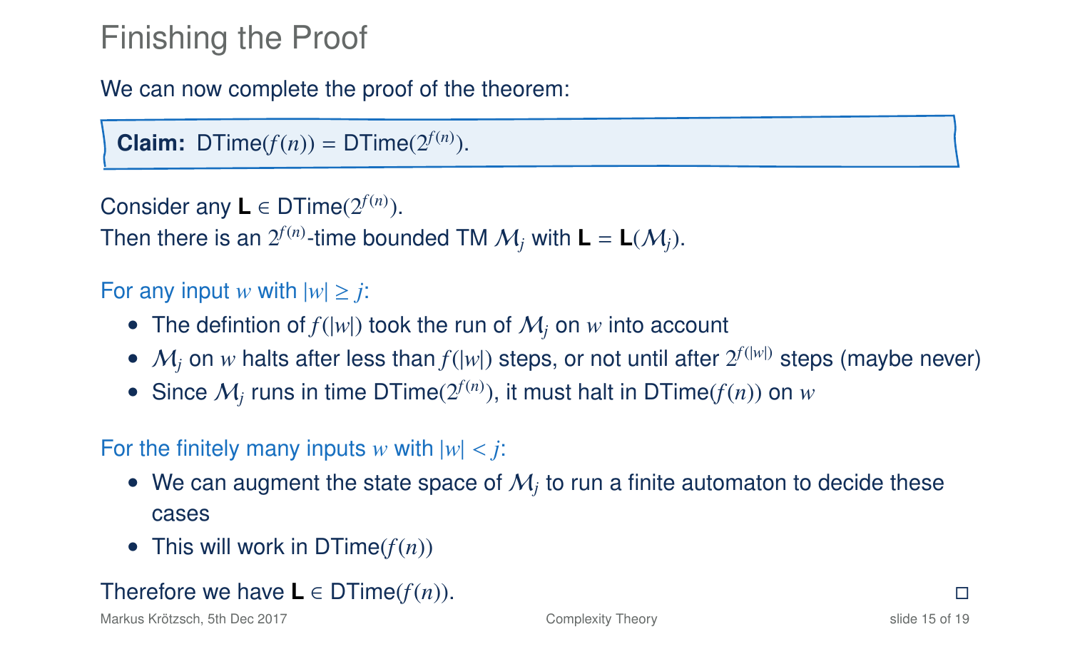# Finishing the Proof

We can now complete the proof of the theorem:

**Claim:** $\text{DTime}(f(n)) = \text{DTime}(2^{f(n)})$.

Consider any $\mathbf{L} \in \text{DTime}(2^{f(n)})$.
Then there is an $2^{f(n)}$-time bounded TM $\mathcal{M}_j$ with $\mathbf{L} = \mathbf{L}(\mathcal{M}_j)$.

For any input $w$ with $|w| \geq j$:

- The defintion of $f(|w|)$ took the run of $\mathcal{M}_j$ on $w$ into account
- $\mathcal{M}_j$ on $w$ halts after less than $f(|w|)$ steps, or not until after $2^{f(|w|)}$ steps (maybe never)
- Since $\mathcal{M}_j$ runs in time $\text{DTime}(2^{f(n)})$, it must halt in $\text{DTime}(f(n))$ on $w$

For the finitely many inputs $w$ with $|w| < j$:

- We can augment the state space of $\mathcal{M}_j$ to run a finite automaton to decide these cases
- This will work in $\text{DTime}(f(n))$

Therefore we have $\mathbf{L} \in \text{DTime}(f(n))$. □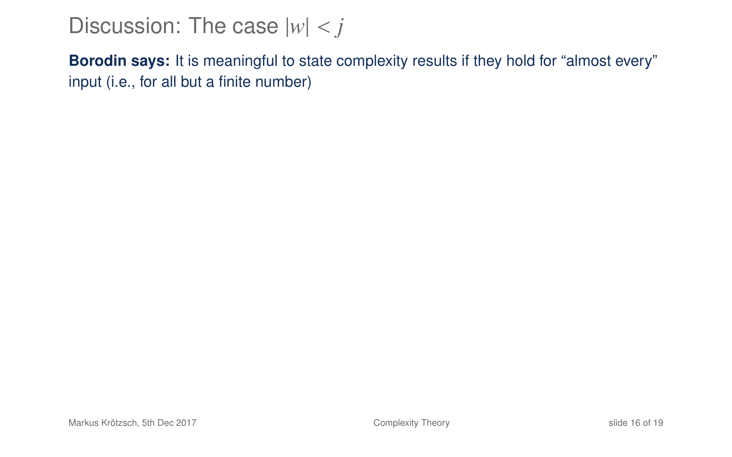# Discussion: The case $|w| < j$

**Borodin says:** It is meaningful to state complexity results if they hold for "almost every" input (i.e., for all but a finite number)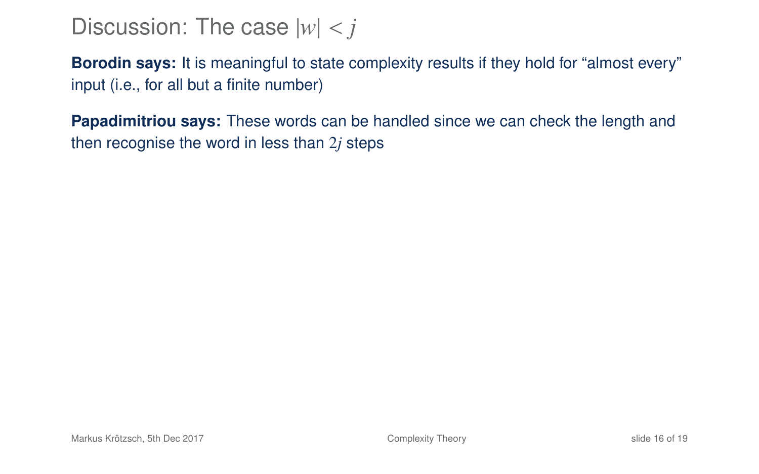# Discussion: The case $|w| < j$

**Borodin says:** It is meaningful to state complexity results if they hold for “almost every” input (i.e., for all but a finite number)

**Papadimitriou says:** These words can be handled since we can check the length and then recognise the word in less than $2j$ steps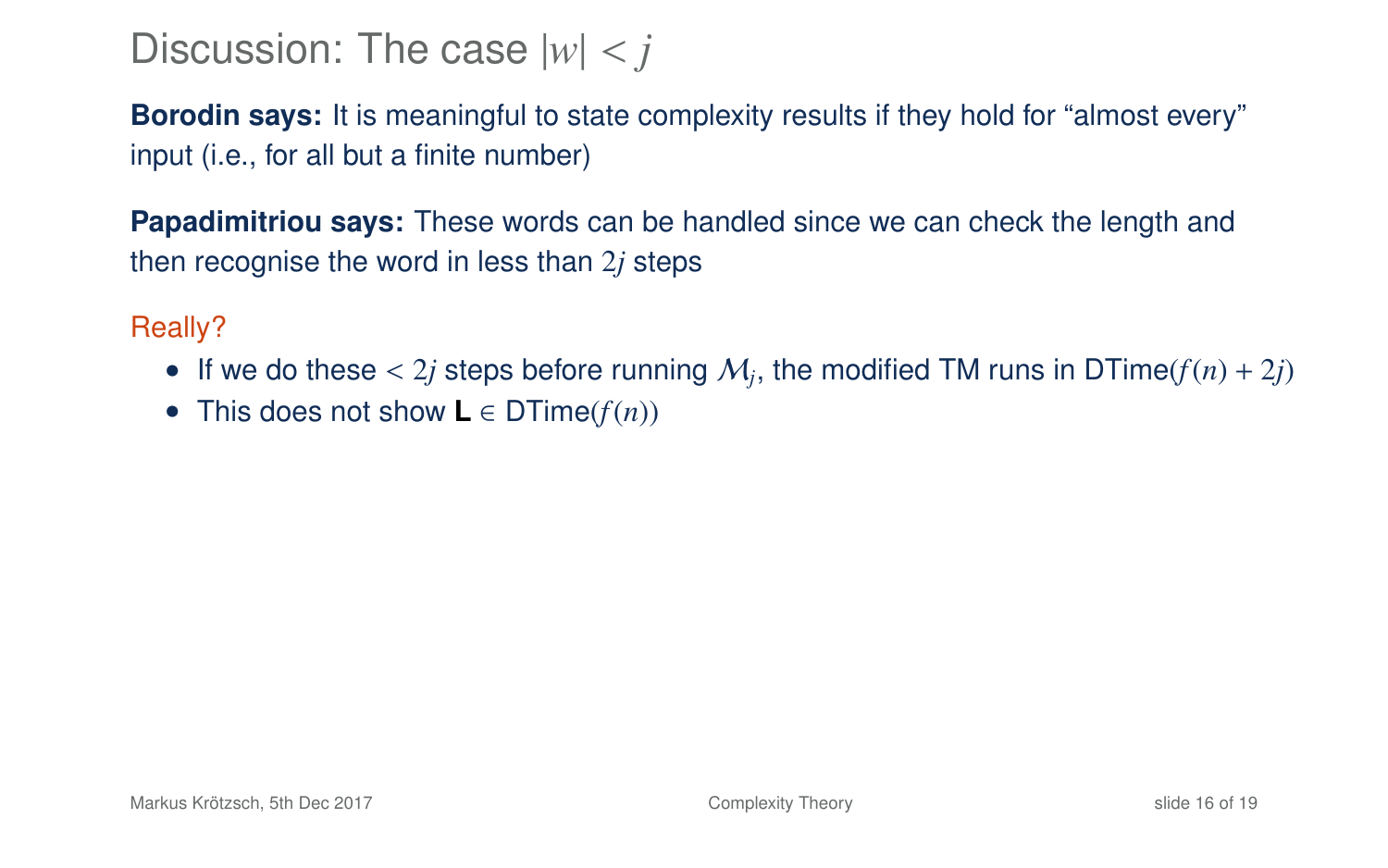# Discussion: The case $|w| < j$

**Borodin says:** It is meaningful to state complexity results if they hold for "almost every" input (i.e., for all but a finite number)

**Papadimitriou says:** These words can be handled since we can check the length and then recognise the word in less than $2j$ steps

Really?

- If we do these $< 2j$ steps before running $\mathcal{M}_j$, the modified TM runs in DTime$(f(n) + 2j)$
- This does not show $\mathbf{L} \in$ DTime$(f(n))$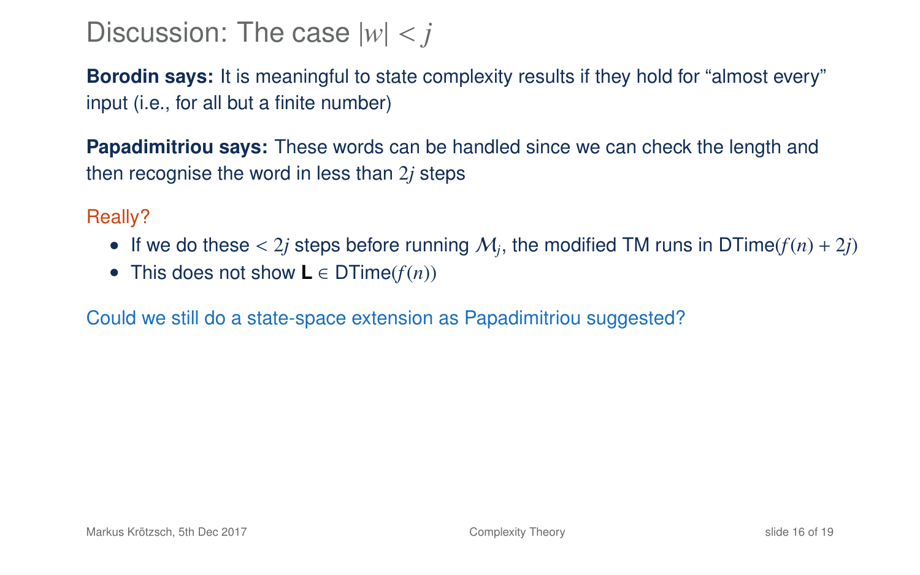# Discussion: The case $|w| < j$

**Borodin says:** It is meaningful to state complexity results if they hold for "almost every" input (i.e., for all but a finite number)

**Papadimitriou says:** These words can be handled since we can check the length and then recognise the word in less than $2j$ steps

Really?

- If we do these $< 2j$ steps before running $\mathcal{M}_j$, the modified TM runs in DTime$(f(n) + 2j)$
- This does not show **L** $\in$ DTime$(f(n))$

Could we still do a state-space extension as Papadimitriou suggested?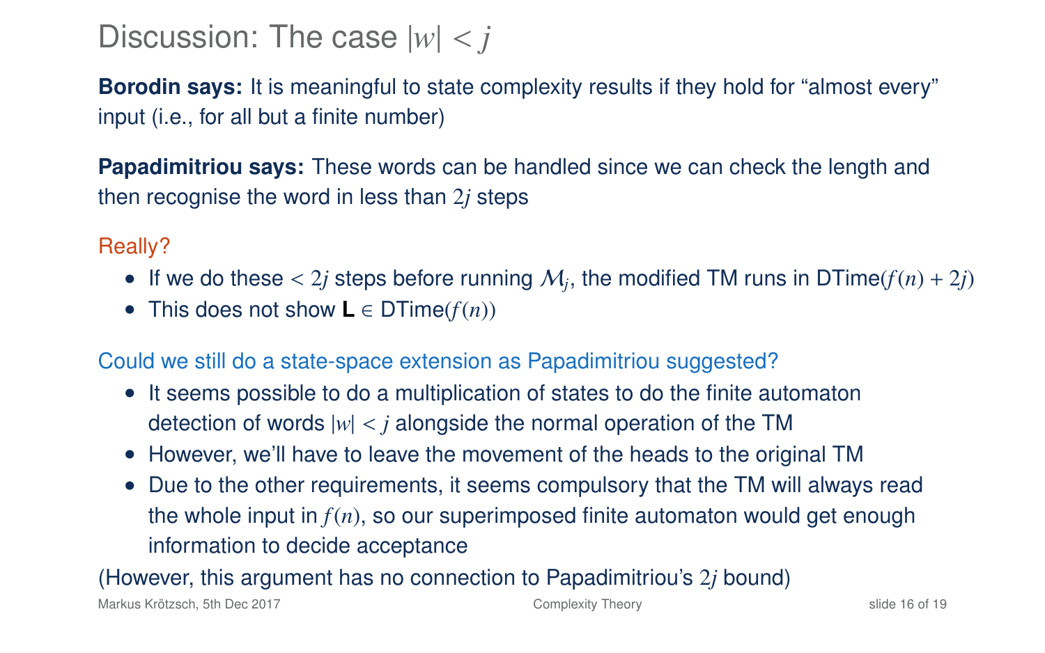# Discussion: The case $|w| < j$

**Borodin says:** It is meaningful to state complexity results if they hold for "almost every" input (i.e., for all but a finite number)

**Papadimitriou says:** These words can be handled since we can check the length and then recognise the word in less than $2j$ steps

Really?

- If we do these $< 2j$ steps before running $\mathcal{M}_j$, the modified TM runs in DTime$(f(n) + 2j)$
- This does not show **L** $\in$ DTime$(f(n))$

Could we still do a state-space extension as Papadimitriou suggested?

- It seems possible to do a multiplication of states to do the finite automaton detection of words $|w| < j$ alongside the normal operation of the TM
- However, we'll have to leave the movement of the heads to the original TM
- Due to the other requirements, it seems compulsory that the TM will always read the whole input in $f(n)$, so our superimposed finite automaton would get enough information to decide acceptance

(However, this argument has no connection to Papadimitriou's $2j$ bound)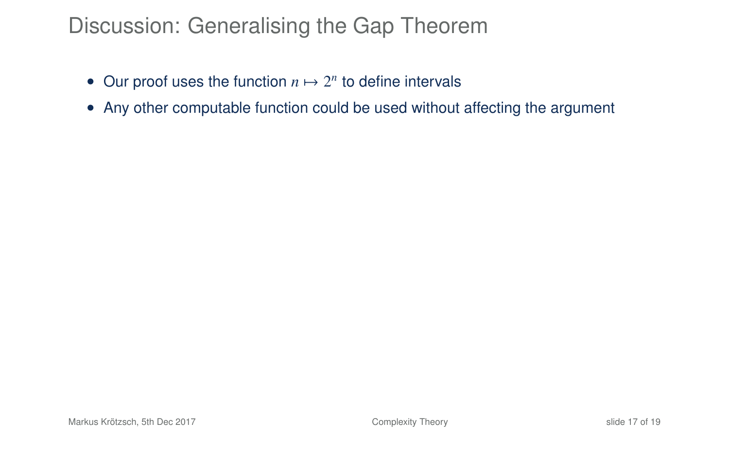# Discussion: Generalising the Gap Theorem

- Our proof uses the function $n \mapsto 2^n$ to define intervals
- Any other computable function could be used without affecting the argument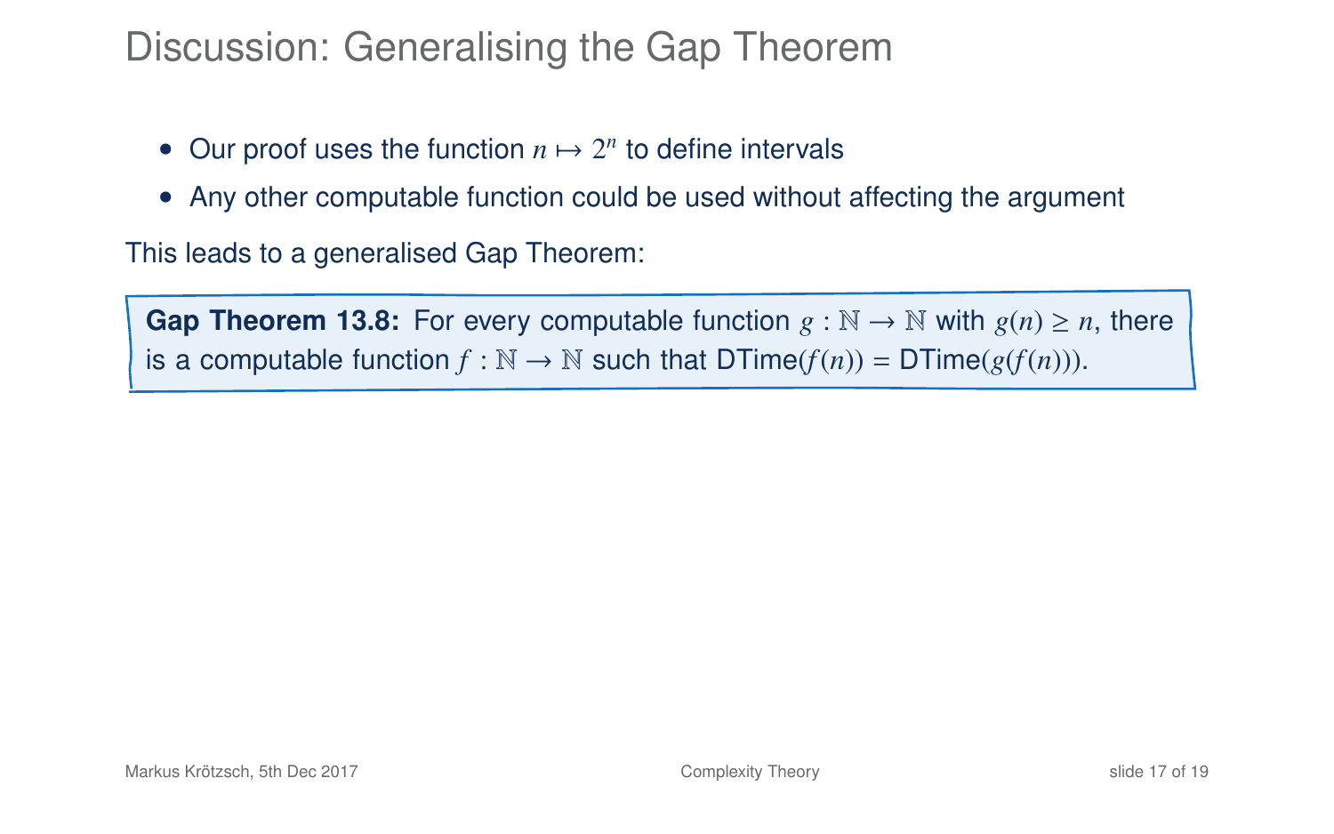# Discussion: Generalising the Gap Theorem

- Our proof uses the function $n \mapsto 2^n$ to define intervals
- Any other computable function could be used without affecting the argument

This leads to a generalised Gap Theorem:

**Gap Theorem 13.8:** For every computable function $g : \mathbb{N} \to \mathbb{N}$ with $g(n) \geq n$, there is a computable function $f : \mathbb{N} \to \mathbb{N}$ such that DTime($f(n)$) = DTime($g(f(n))$).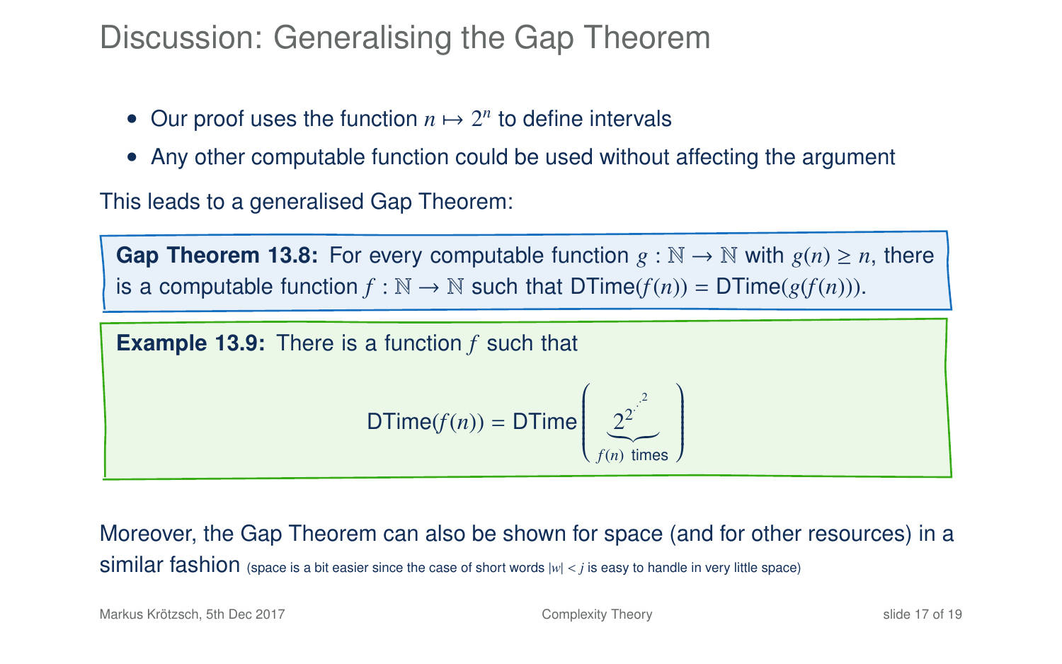# Discussion: Generalising the Gap Theorem

- Our proof uses the function $n \mapsto 2^n$ to define intervals
- Any other computable function could be used without affecting the argument

This leads to a generalised Gap Theorem:

**Gap Theorem 13.8:** For every computable function $g : \mathbb{N} \to \mathbb{N}$ with $g(n) \geq n$, there is a computable function $f : \mathbb{N} \to \mathbb{N}$ such that DTime($f(n)$) = DTime($g(f(n))$).

**Example 13.9:** There is a function $f$ such that

$$\mathsf{DTime}(f(n)) = \mathsf{DTime}\left(\underbrace{2^{2^{\cdot^{\cdot^{2}}}}}_{f(n)\text{ times}}\right)$$

Moreover, the Gap Theorem can also be shown for space (and for other resources) in a similar fashion (space is a bit easier since the case of short words $|w| < j$ is easy to handle in very little space)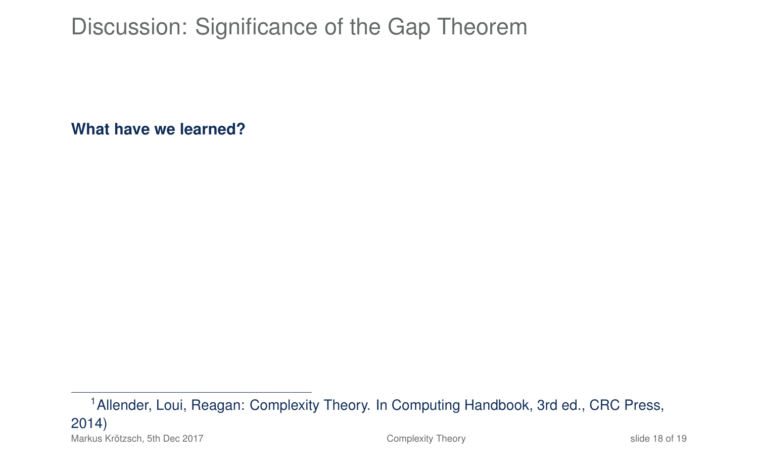# Discussion: Significance of the Gap Theorem

**What have we learned?**

[1] Allender, Loui, Reagan: Complexity Theory. In Computing Handbook, 3rd ed., CRC Press, 2014)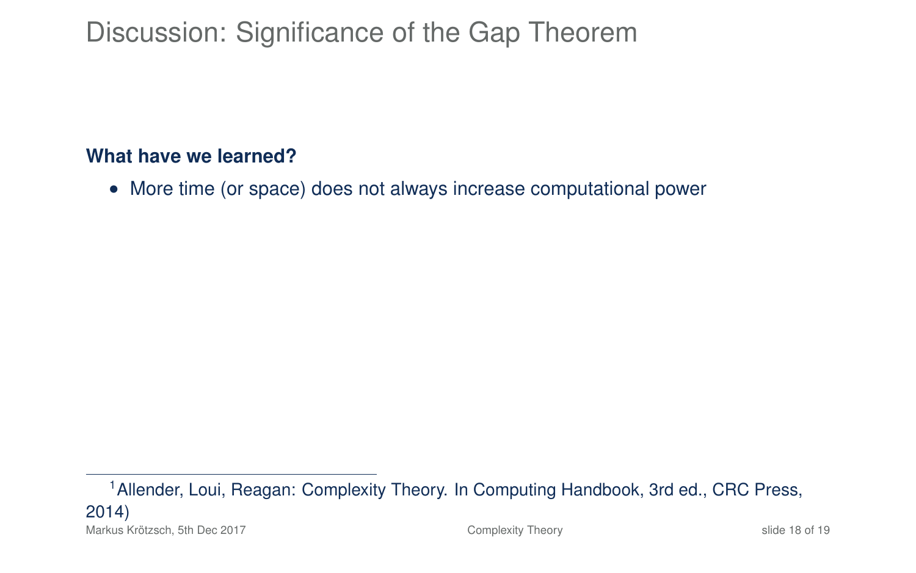# Discussion: Significance of the Gap Theorem

**What have we learned?**

- More time (or space) does not always increase computational power

---

[1] Allender, Loui, Reagan: Complexity Theory. In Computing Handbook, 3rd ed., CRC Press, 2014)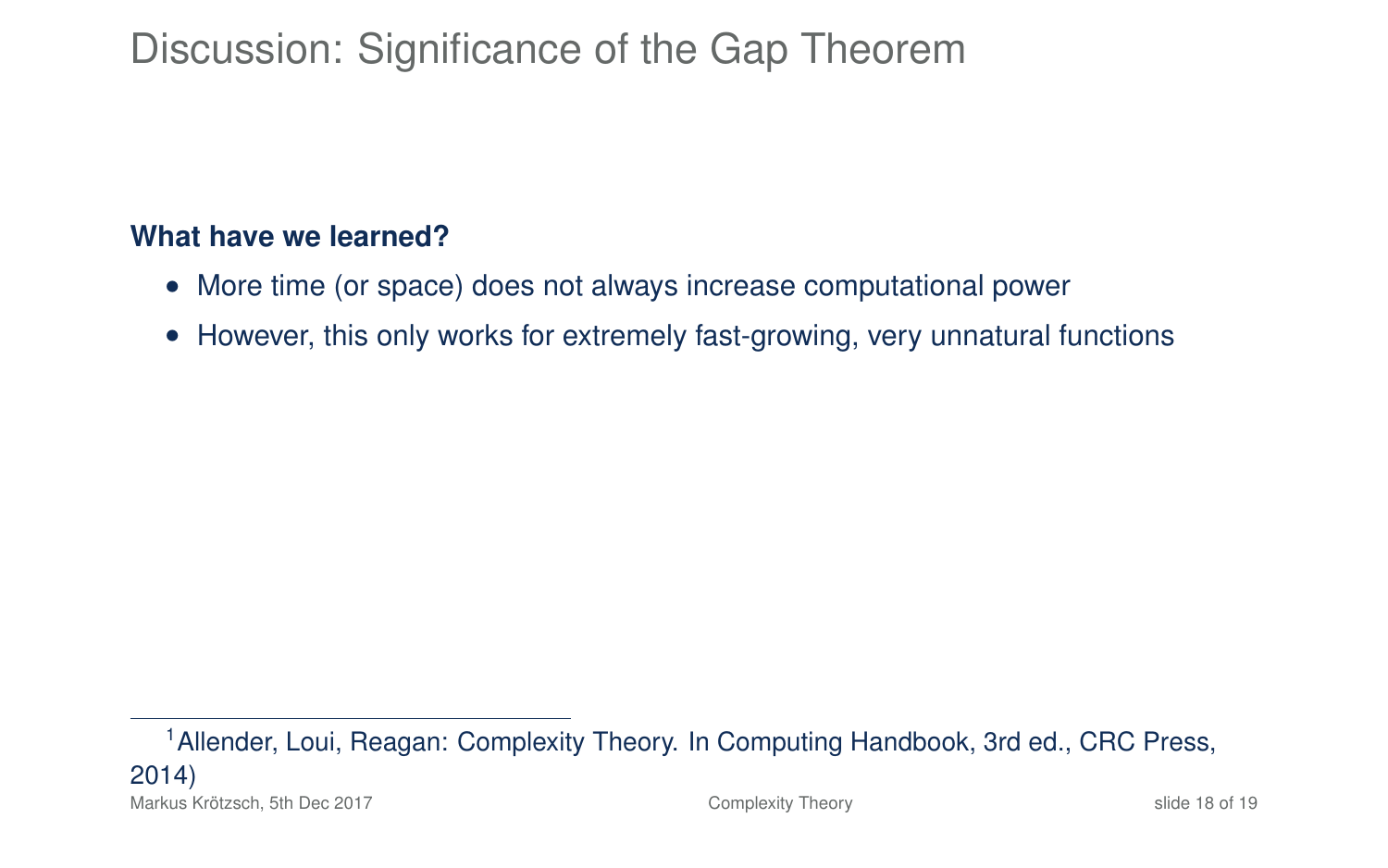# Discussion: Significance of the Gap Theorem

**What have we learned?**

- More time (or space) does not always increase computational power
- However, this only works for extremely fast-growing, very unnatural functions

[1] Allender, Loui, Reagan: Complexity Theory. In Computing Handbook, 3rd ed., CRC Press, 2014)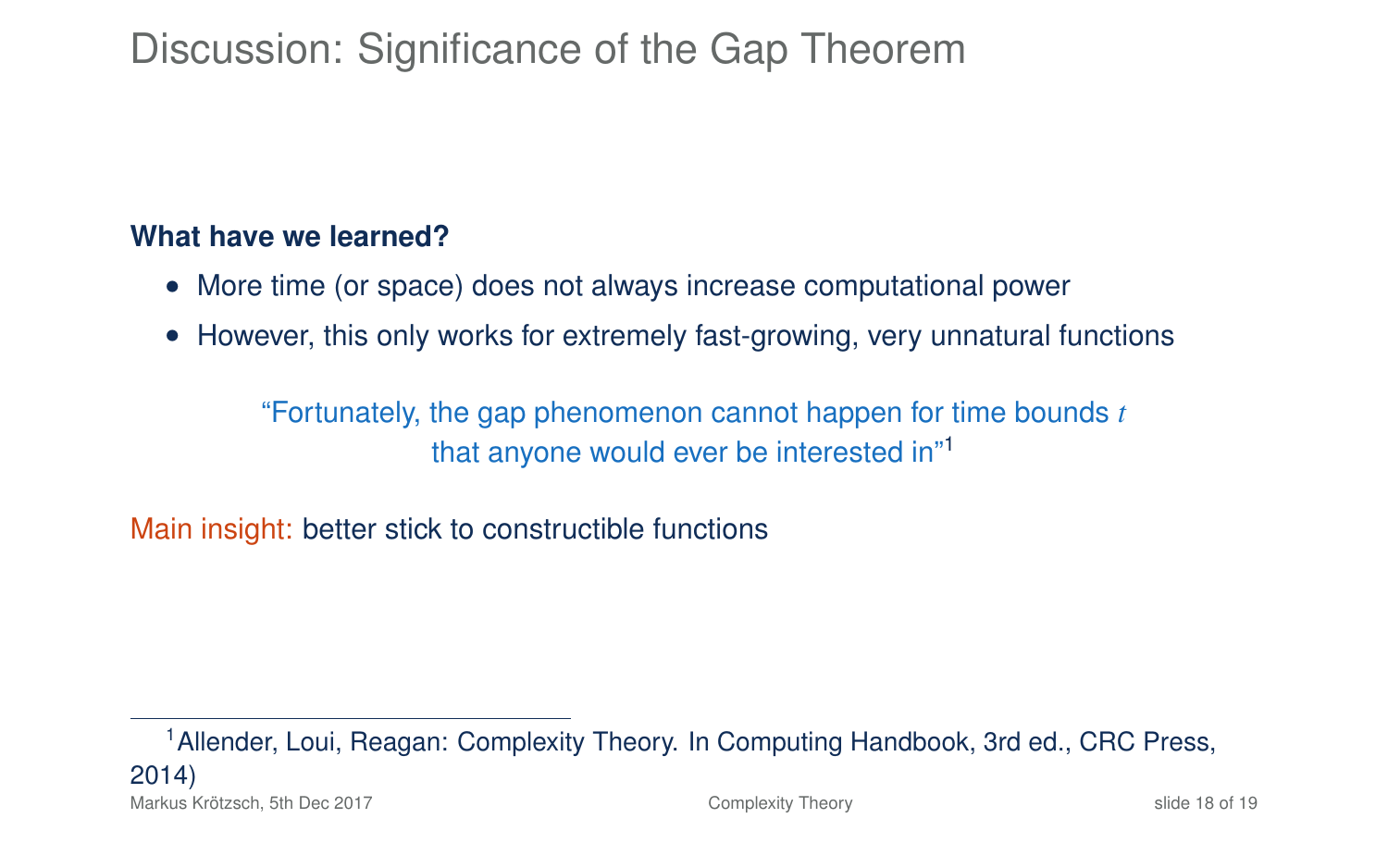# Discussion: Significance of the Gap Theorem

**What have we learned?**

- More time (or space) does not always increase computational power
- However, this only works for extremely fast-growing, very unnatural functions

> "Fortunately, the gap phenomenon cannot happen for time bounds $t$ that anyone would ever be interested in"[1]

Main insight: better stick to constructible functions

[1] Allender, Loui, Reagan: Complexity Theory. In Computing Handbook, 3rd ed., CRC Press, 2014)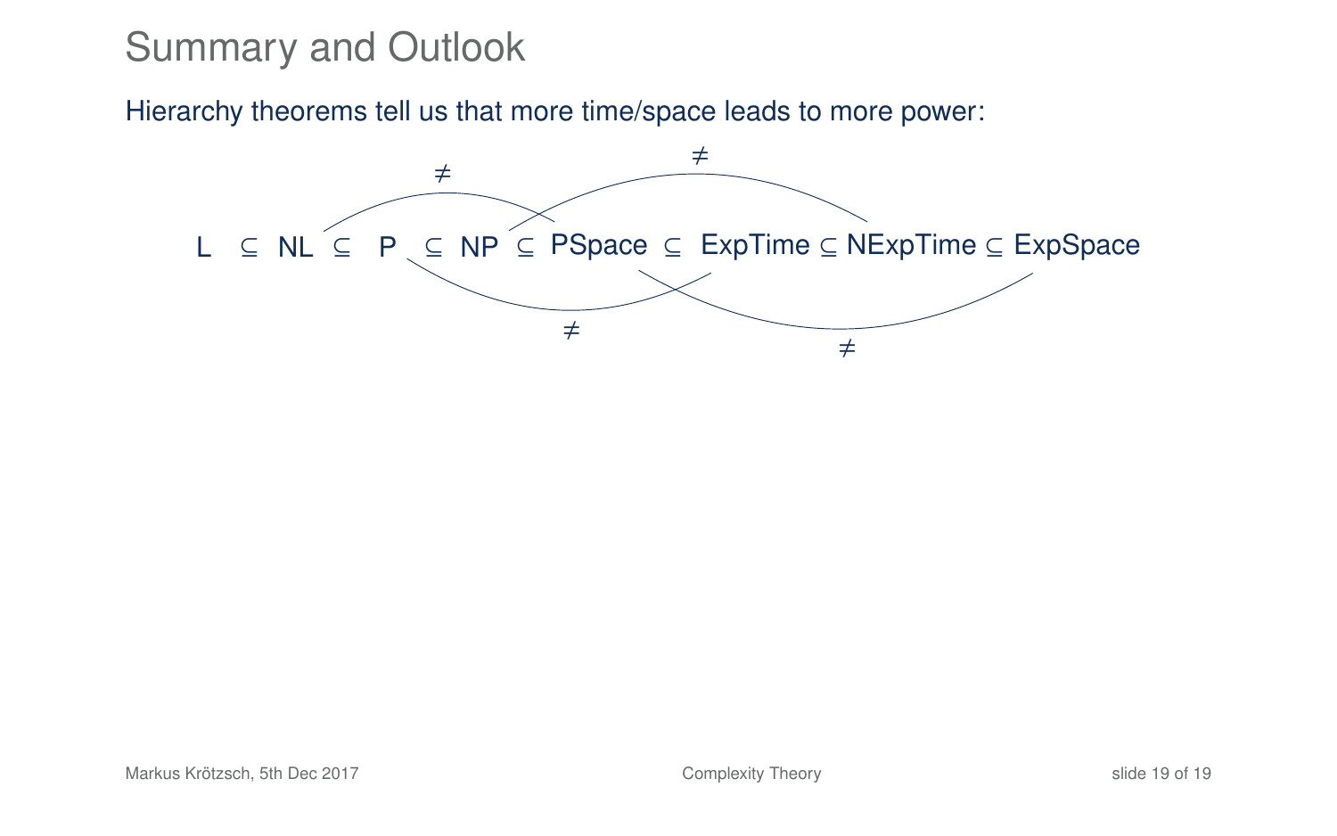# Summary and Outlook

Hierarchy theorems tell us that more time/space leads to more power:

$$\text{L} \subseteq \text{NL} \subseteq \text{P} \subseteq \text{NP} \subseteq \text{PSpace} \subseteq \text{ExpTime} \subseteq \text{NExpTime} \subseteq \text{ExpSpace}$$

- $\text{NL} \neq \text{PSpace}$
- $\text{NP} \neq \text{NExpTime}$
- $\text{P} \neq \text{ExpTime}$
- $\text{PSpace} \neq \text{ExpSpace}$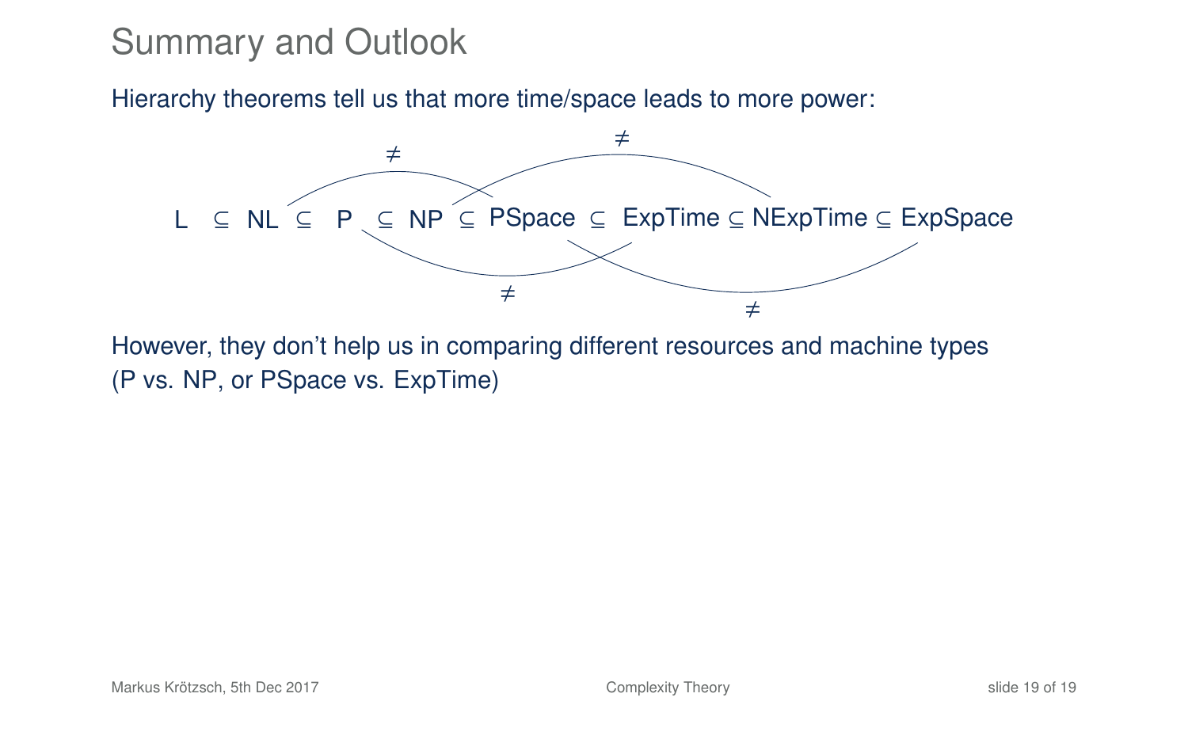# Summary and Outlook

Hierarchy theorems tell us that more time/space leads to more power:

$$\mathsf{L} \subseteq \mathsf{NL} \subseteq \mathsf{P} \subseteq \mathsf{NP} \subseteq \mathsf{PSpace} \subseteq \mathsf{ExpTime} \subseteq \mathsf{NExpTime} \subseteq \mathsf{ExpSpace}$$

with $\mathsf{NL} \neq \mathsf{PSpace}$, $\mathsf{NP} \neq \mathsf{NExpTime}$, $\mathsf{P} \neq \mathsf{ExpTime}$, $\mathsf{PSpace} \neq \mathsf{ExpSpace}$

However, they don't help us in comparing different resources and machine types (P vs. NP, or PSpace vs. ExpTime)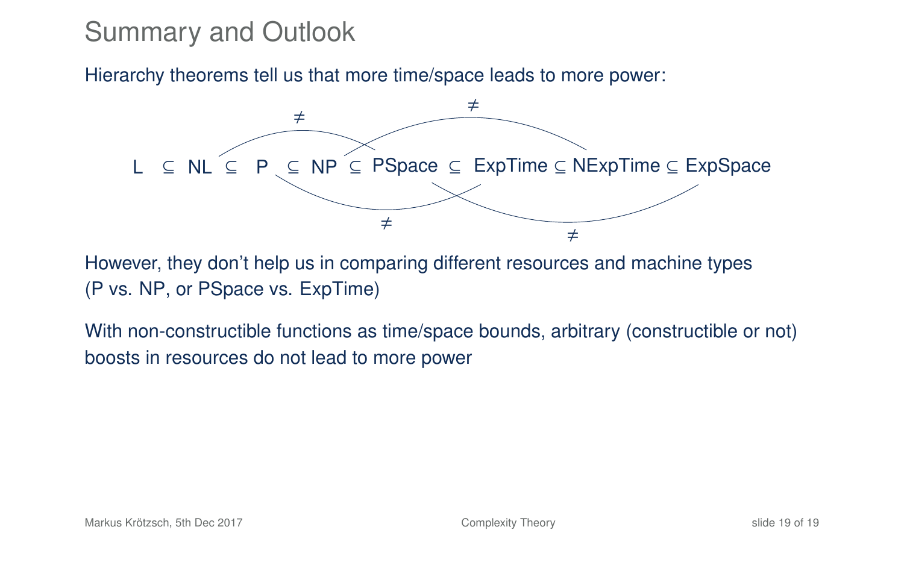# Summary and Outlook

Hierarchy theorems tell us that more time/space leads to more power:

$$\mathsf{L} \subseteq \mathsf{NL} \subseteq \mathsf{P} \subseteq \mathsf{NP} \subseteq \mathsf{PSpace} \subseteq \mathsf{ExpTime} \subseteq \mathsf{NExpTime} \subseteq \mathsf{ExpSpace}$$

with $\mathsf{NL} \neq \mathsf{PSpace}$, $\mathsf{NP} \neq \mathsf{NExpTime}$, $\mathsf{P} \neq \mathsf{ExpTime}$, $\mathsf{PSpace} \neq \mathsf{ExpSpace}$

However, they don't help us in comparing different resources and machine types (P vs. NP, or PSpace vs. ExpTime)

With non-constructible functions as time/space bounds, arbitrary (constructible or not) boosts in resources do not lead to more power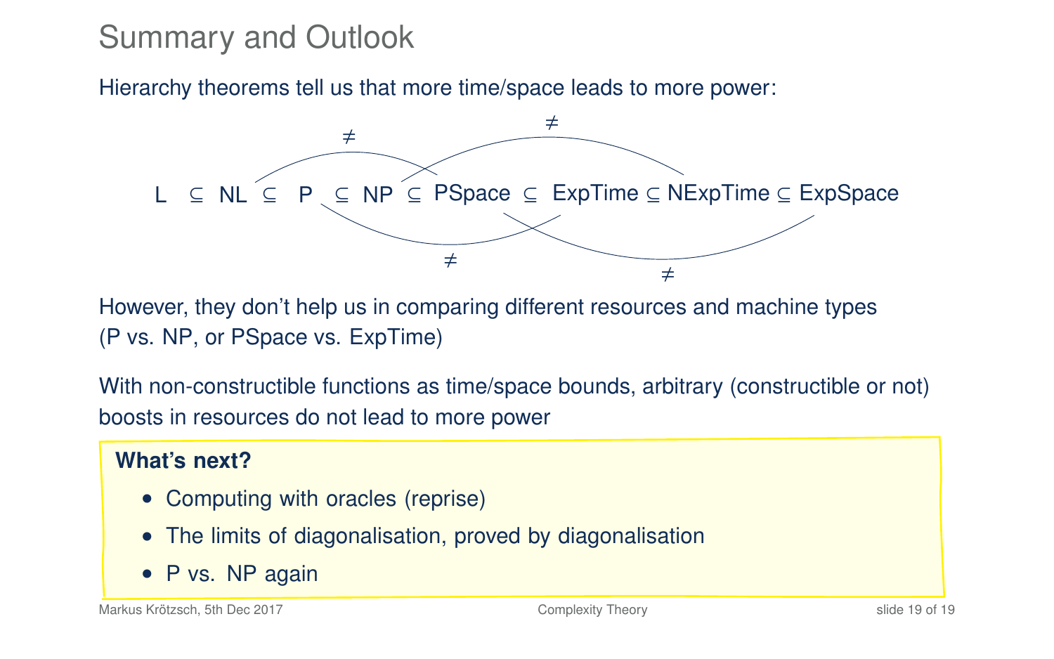# Summary and Outlook

Hierarchy theorems tell us that more time/space leads to more power:

$$\mathsf{L} \subseteq \mathsf{NL} \subseteq \mathsf{P} \subseteq \mathsf{NP} \subseteq \mathsf{PSpace} \subseteq \mathsf{ExpTime} \subseteq \mathsf{NExpTime} \subseteq \mathsf{ExpSpace}$$

$\neq$ $\neq$ $\neq$ $\neq$

However, they don't help us in comparing different resources and machine types (P vs. NP, or PSpace vs. ExpTime)

With non-constructible functions as time/space bounds, arbitrary (constructible or not) boosts in resources do not lead to more power

**What's next?**

- Computing with oracles (reprise)
- The limits of diagonalisation, proved by diagonalisation
- P vs. NP again